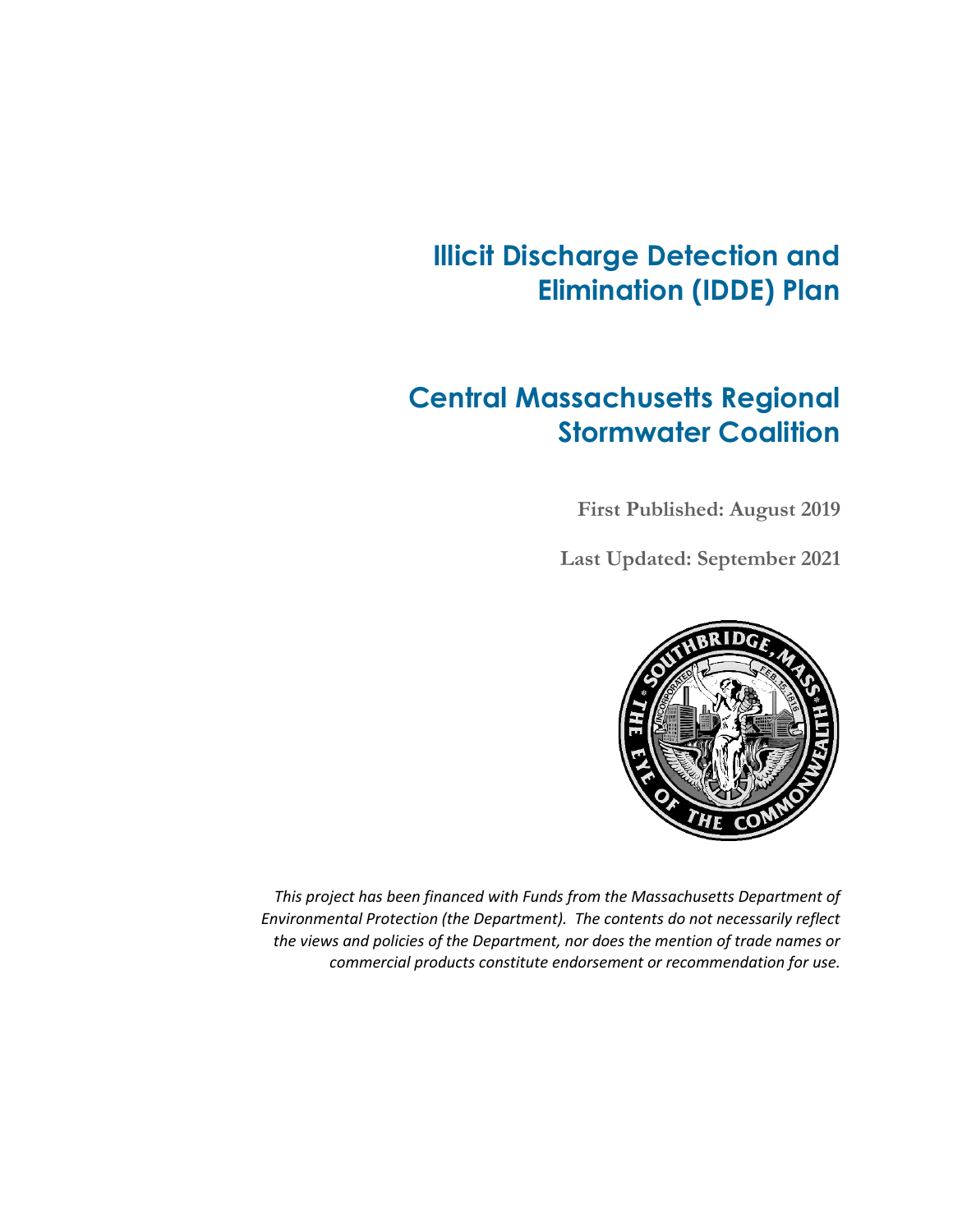# Illicit Discharge Detection and Elimination (IDDE) Plan

# Central Massachusetts Regional Stormwater Coalition

**First Published: August 2019**

**Last Updated: September 2021**

*This project has been financed with Funds from the Massachusetts Department of Environmental Protection (the Department). The contents do not necessarily reflect the views and policies of the Department, nor does the mention of trade names or commercial products constitute endorsement or recommendation for use.*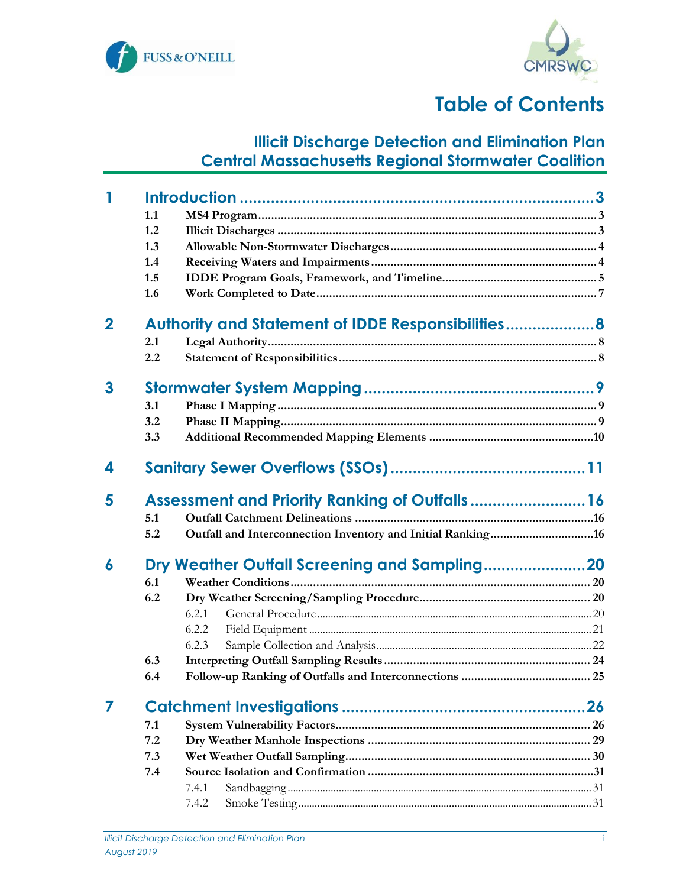# Table of Contents

## Illicit Discharge Detection and Elimination Plan
## Central Massachusetts Regional Stormwater Coalition

**1 Introduction** ........................................ 3

- 1.1 MS4 Program ........................................ 3
- 1.2 Illicit Discharges ........................................ 3
- 1.3 Allowable Non-Stormwater Discharges ........................................ 4
- 1.4 Receiving Waters and Impairments ........................................ 4
- 1.5 IDDE Program Goals, Framework, and Timeline ........................................ 5
- 1.6 Work Completed to Date ........................................ 7

**2 Authority and Statement of IDDE Responsibilities** ........................................ 8

- 2.1 Legal Authority ........................................ 8
- 2.2 Statement of Responsibilities ........................................ 8

**3 Stormwater System Mapping** ........................................ 9

- 3.1 Phase I Mapping ........................................ 9
- 3.2 Phase II Mapping ........................................ 9
- 3.3 Additional Recommended Mapping Elements ........................................ 10

**4 Sanitary Sewer Overflows (SSOs)** ........................................ 11

**5 Assessment and Priority Ranking of Outfalls** ........................................ 16

- 5.1 Outfall Catchment Delineations ........................................ 16
- 5.2 Outfall and Interconnection Inventory and Initial Ranking ........................................ 16

**6 Dry Weather Outfall Screening and Sampling** ........................................ 20

- 6.1 Weather Conditions ........................................ 20
- 6.2 Dry Weather Screening/Sampling Procedure ........................................ 20
  - 6.2.1 General Procedure ........................................ 20
  - 6.2.2 Field Equipment ........................................ 21
  - 6.2.3 Sample Collection and Analysis ........................................ 22
- 6.3 Interpreting Outfall Sampling Results ........................................ 24
- 6.4 Follow-up Ranking of Outfalls and Interconnections ........................................ 25

**7 Catchment Investigations** ........................................ 26

- 7.1 System Vulnerability Factors ........................................ 26
- 7.2 Dry Weather Manhole Inspections ........................................ 29
- 7.3 Wet Weather Outfall Sampling ........................................ 30
- 7.4 Source Isolation and Confirmation ........................................ 31
  - 7.4.1 Sandbagging ........................................ 31
  - 7.4.2 Smoke Testing ........................................ 31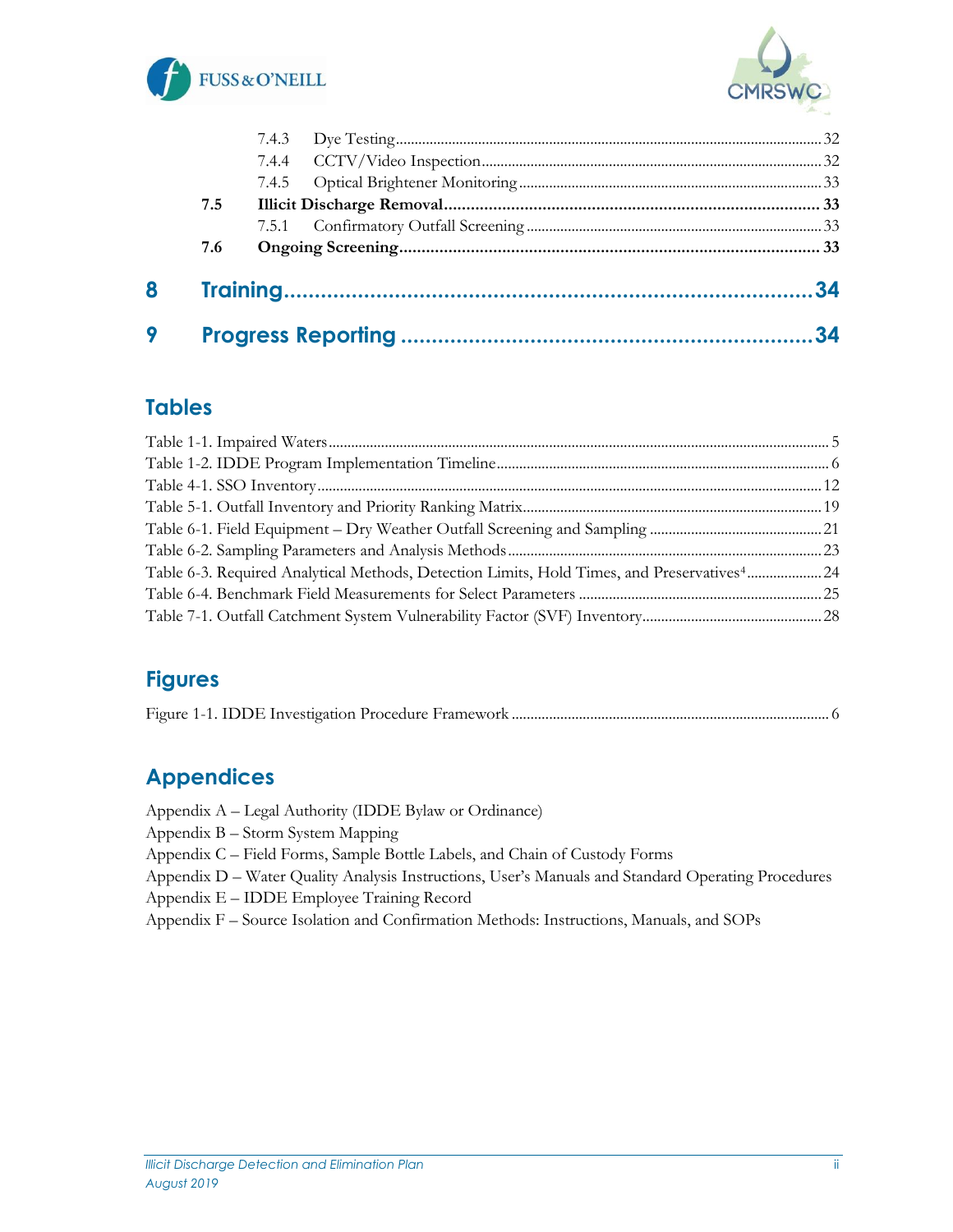7.4.3 Dye Testing ..... 32
7.4.4 CCTV/Video Inspection ..... 32
7.4.5 Optical Brightener Monitoring ..... 33

**7.5 Illicit Discharge Removal ..... 33**

7.5.1 Confirmatory Outfall Screening ..... 33

**7.6 Ongoing Screening ..... 33**

**8 Training ..... 34**

**9 Progress Reporting ..... 34**

## Tables

Table 1-1. Impaired Waters ..... 5
Table 1-2. IDDE Program Implementation Timeline ..... 6
Table 4-1. SSO Inventory ..... 12
Table 5-1. Outfall Inventory and Priority Ranking Matrix ..... 19
Table 6-1. Field Equipment – Dry Weather Outfall Screening and Sampling ..... 21
Table 6-2. Sampling Parameters and Analysis Methods ..... 23
Table 6-3. Required Analytical Methods, Detection Limits, Hold Times, and Preservatives[4] ..... 24
Table 6-4. Benchmark Field Measurements for Select Parameters ..... 25
Table 7-1. Outfall Catchment System Vulnerability Factor (SVF) Inventory ..... 28

## Figures

Figure 1-1. IDDE Investigation Procedure Framework ..... 6

## Appendices

Appendix A – Legal Authority (IDDE Bylaw or Ordinance)
Appendix B – Storm System Mapping
Appendix C – Field Forms, Sample Bottle Labels, and Chain of Custody Forms
Appendix D – Water Quality Analysis Instructions, User's Manuals and Standard Operating Procedures
Appendix E – IDDE Employee Training Record
Appendix F – Source Isolation and Confirmation Methods: Instructions, Manuals, and SOPs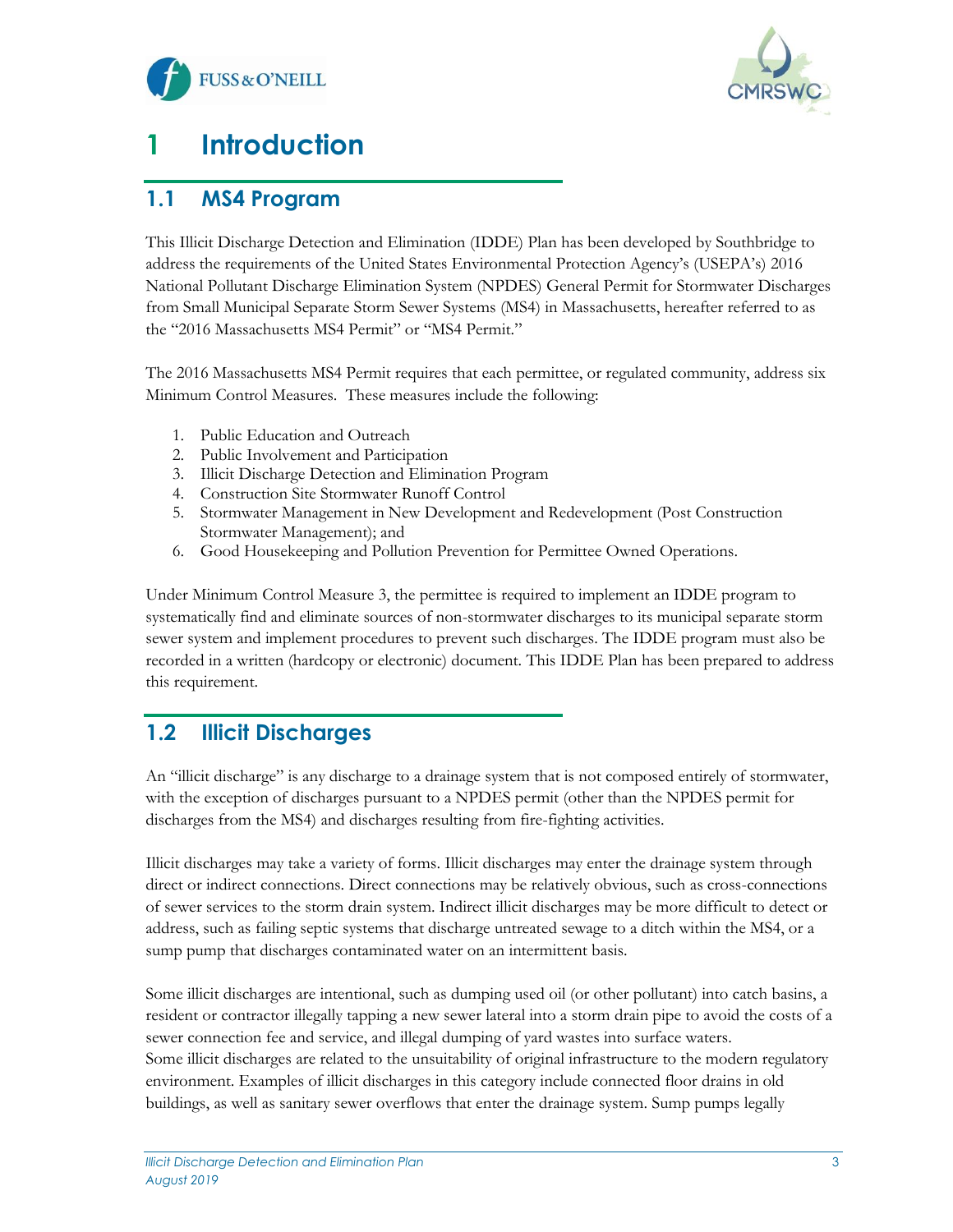# 1 Introduction

## 1.1 MS4 Program

This Illicit Discharge Detection and Elimination (IDDE) Plan has been developed by Southbridge to address the requirements of the United States Environmental Protection Agency's (USEPA's) 2016 National Pollutant Discharge Elimination System (NPDES) General Permit for Stormwater Discharges from Small Municipal Separate Storm Sewer Systems (MS4) in Massachusetts, hereafter referred to as the "2016 Massachusetts MS4 Permit" or "MS4 Permit."

The 2016 Massachusetts MS4 Permit requires that each permittee, or regulated community, address six Minimum Control Measures. These measures include the following:

1. Public Education and Outreach
2. Public Involvement and Participation
3. Illicit Discharge Detection and Elimination Program
4. Construction Site Stormwater Runoff Control
5. Stormwater Management in New Development and Redevelopment (Post Construction Stormwater Management); and
6. Good Housekeeping and Pollution Prevention for Permittee Owned Operations.

Under Minimum Control Measure 3, the permittee is required to implement an IDDE program to systematically find and eliminate sources of non-stormwater discharges to its municipal separate storm sewer system and implement procedures to prevent such discharges. The IDDE program must also be recorded in a written (hardcopy or electronic) document. This IDDE Plan has been prepared to address this requirement.

## 1.2 Illicit Discharges

An "illicit discharge" is any discharge to a drainage system that is not composed entirely of stormwater, with the exception of discharges pursuant to a NPDES permit (other than the NPDES permit for discharges from the MS4) and discharges resulting from fire-fighting activities.

Illicit discharges may take a variety of forms. Illicit discharges may enter the drainage system through direct or indirect connections. Direct connections may be relatively obvious, such as cross-connections of sewer services to the storm drain system. Indirect illicit discharges may be more difficult to detect or address, such as failing septic systems that discharge untreated sewage to a ditch within the MS4, or a sump pump that discharges contaminated water on an intermittent basis.

Some illicit discharges are intentional, such as dumping used oil (or other pollutant) into catch basins, a resident or contractor illegally tapping a new sewer lateral into a storm drain pipe to avoid the costs of a sewer connection fee and service, and illegal dumping of yard wastes into surface waters.
Some illicit discharges are related to the unsuitability of original infrastructure to the modern regulatory environment. Examples of illicit discharges in this category include connected floor drains in old buildings, as well as sanitary sewer overflows that enter the drainage system. Sump pumps legally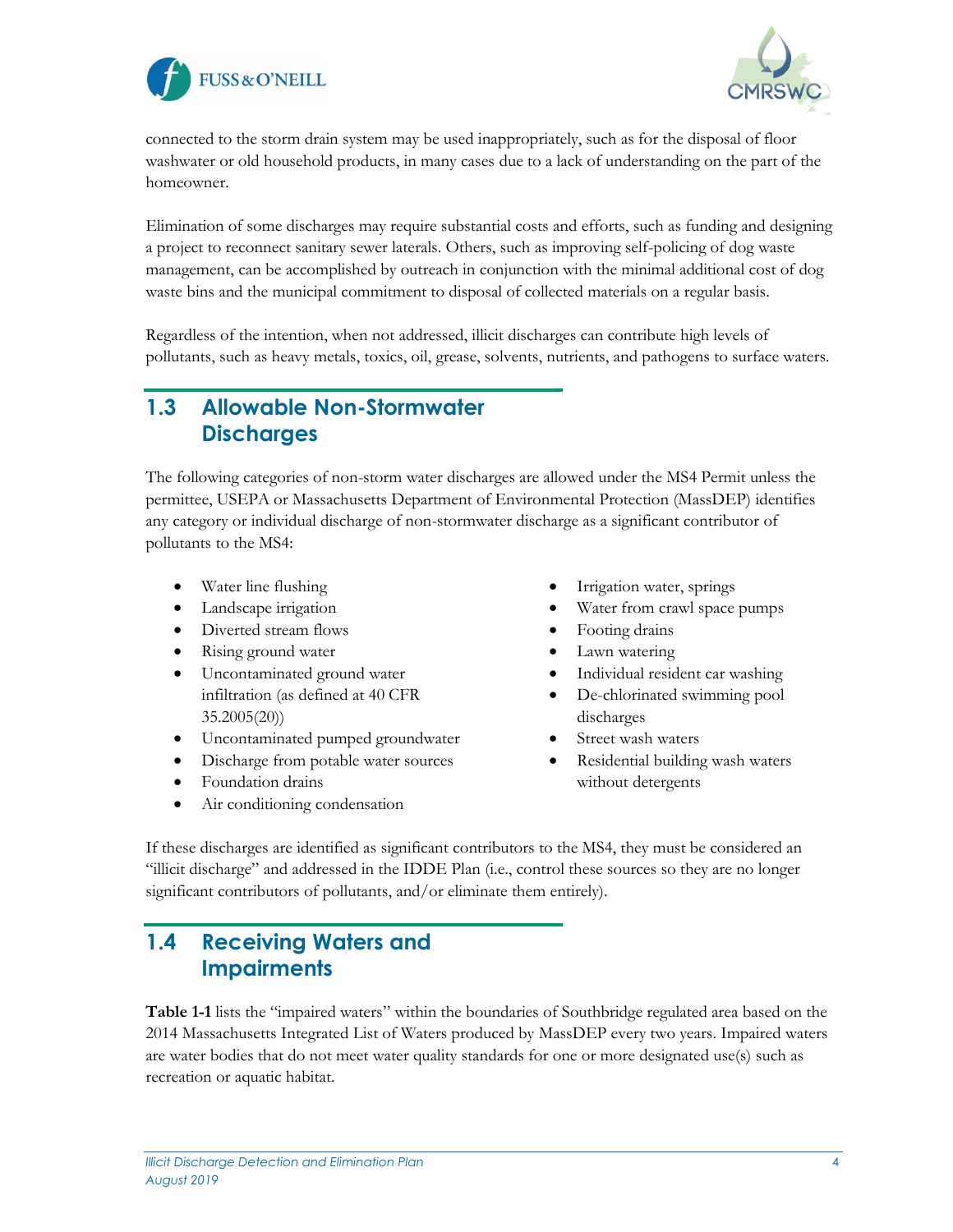connected to the storm drain system may be used inappropriately, such as for the disposal of floor washwater or old household products, in many cases due to a lack of understanding on the part of the homeowner.

Elimination of some discharges may require substantial costs and efforts, such as funding and designing a project to reconnect sanitary sewer laterals. Others, such as improving self-policing of dog waste management, can be accomplished by outreach in conjunction with the minimal additional cost of dog waste bins and the municipal commitment to disposal of collected materials on a regular basis.

Regardless of the intention, when not addressed, illicit discharges can contribute high levels of pollutants, such as heavy metals, toxics, oil, grease, solvents, nutrients, and pathogens to surface waters.

## 1.3 Allowable Non-Stormwater Discharges

The following categories of non-storm water discharges are allowed under the MS4 Permit unless the permittee, USEPA or Massachusetts Department of Environmental Protection (MassDEP) identifies any category or individual discharge of non-stormwater discharge as a significant contributor of pollutants to the MS4:

- Water line flushing
- Landscape irrigation
- Diverted stream flows
- Rising ground water
- Uncontaminated ground water infiltration (as defined at 40 CFR 35.2005(20))
- Uncontaminated pumped groundwater
- Discharge from potable water sources
- Foundation drains
- Air conditioning condensation
- Irrigation water, springs
- Water from crawl space pumps
- Footing drains
- Lawn watering
- Individual resident car washing
- De-chlorinated swimming pool discharges
- Street wash waters
- Residential building wash waters without detergents

If these discharges are identified as significant contributors to the MS4, they must be considered an "illicit discharge" and addressed in the IDDE Plan (i.e., control these sources so they are no longer significant contributors of pollutants, and/or eliminate them entirely).

## 1.4 Receiving Waters and Impairments

**Table 1-1** lists the "impaired waters" within the boundaries of Southbridge regulated area based on the 2014 Massachusetts Integrated List of Waters produced by MassDEP every two years. Impaired waters are water bodies that do not meet water quality standards for one or more designated use(s) such as recreation or aquatic habitat.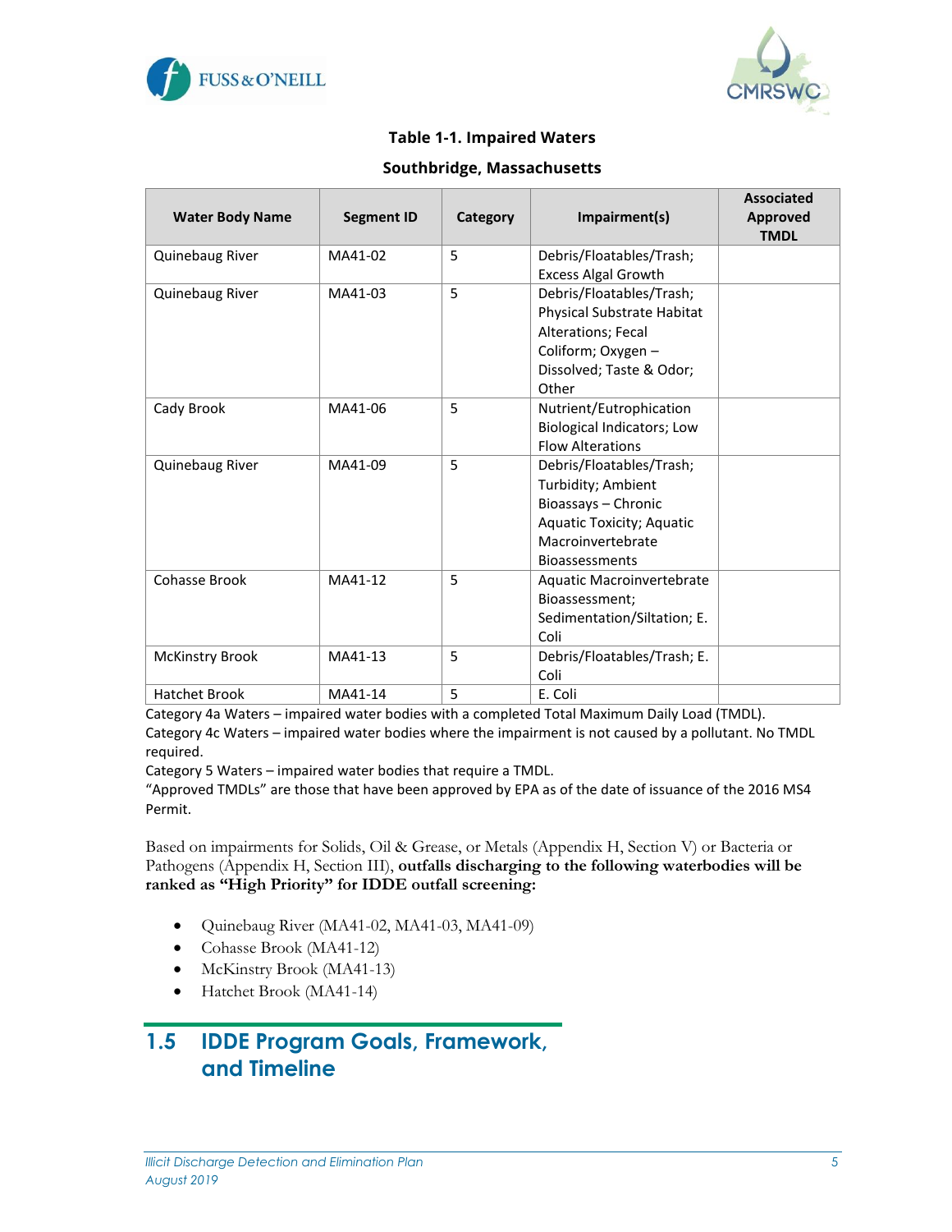**Table 1-1. Impaired Waters**

**Southbridge, Massachusetts**

| Water Body Name | Segment ID | Category | Impairment(s) | Associated Approved TMDL |
|---|---|---|---|---|
| Quinebaug River | MA41-02 | 5 | Debris/Floatables/Trash; Excess Algal Growth | |
| Quinebaug River | MA41-03 | 5 | Debris/Floatables/Trash; Physical Substrate Habitat Alterations; Fecal Coliform; Oxygen – Dissolved; Taste & Odor; Other | |
| Cady Brook | MA41-06 | 5 | Nutrient/Eutrophication Biological Indicators; Low Flow Alterations | |
| Quinebaug River | MA41-09 | 5 | Debris/Floatables/Trash; Turbidity; Ambient Bioassays – Chronic Aquatic Toxicity; Aquatic Macroinvertebrate Bioassessments | |
| Cohasse Brook | MA41-12 | 5 | Aquatic Macroinvertebrate Bioassessment; Sedimentation/Siltation; E. Coli | |
| McKinstry Brook | MA41-13 | 5 | Debris/Floatables/Trash; E. Coli | |
| Hatchet Brook | MA41-14 | 5 | E. Coli | |

Category 4a Waters – impaired water bodies with a completed Total Maximum Daily Load (TMDL).
Category 4c Waters – impaired water bodies where the impairment is not caused by a pollutant. No TMDL required.
Category 5 Waters – impaired water bodies that require a TMDL.
"Approved TMDLs" are those that have been approved by EPA as of the date of issuance of the 2016 MS4 Permit.

Based on impairments for Solids, Oil & Grease, or Metals (Appendix H, Section V) or Bacteria or Pathogens (Appendix H, Section III), **outfalls discharging to the following waterbodies will be ranked as "High Priority" for IDDE outfall screening:**

- Quinebaug River (MA41-02, MA41-03, MA41-09)
- Cohasse Brook (MA41-12)
- McKinstry Brook (MA41-13)
- Hatchet Brook (MA41-14)

## 1.5 IDDE Program Goals, Framework, and Timeline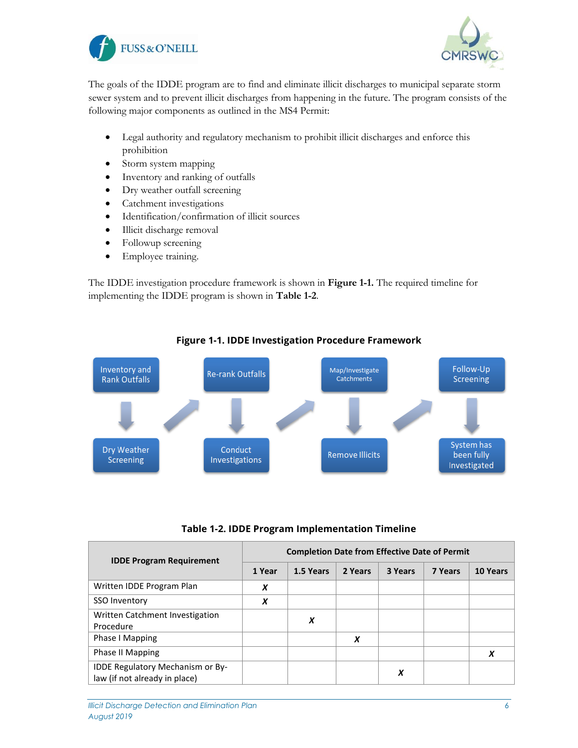The goals of the IDDE program are to find and eliminate illicit discharges to municipal separate storm sewer system and to prevent illicit discharges from happening in the future. The program consists of the following major components as outlined in the MS4 Permit:

- Legal authority and regulatory mechanism to prohibit illicit discharges and enforce this prohibition
- Storm system mapping
- Inventory and ranking of outfalls
- Dry weather outfall screening
- Catchment investigations
- Identification/confirmation of illicit sources
- Illicit discharge removal
- Followup screening
- Employee training.

The IDDE investigation procedure framework is shown in **Figure 1-1.** The required timeline for implementing the IDDE program is shown in **Table 1-2**.

**Figure 1-1. IDDE Investigation Procedure Framework**

Inventory and Rank Outfalls → Dry Weather Screening → Re-rank Outfalls → Conduct Investigations → Map/Investigate Catchments → Remove Illicits → Follow-Up Screening → System has been fully Investigated

**Table 1-2. IDDE Program Implementation Timeline**

| IDDE Program Requirement | Completion Date from Effective Date of Permit | | | | | |
|---|---|---|---|---|---|---|
| | 1 Year | 1.5 Years | 2 Years | 3 Years | 7 Years | 10 Years |
| Written IDDE Program Plan | *X* | | | | | |
| SSO Inventory | *X* | | | | | |
| Written Catchment Investigation Procedure | | *X* | | | | |
| Phase I Mapping | | | *X* | | | |
| Phase II Mapping | | | | | | *X* |
| IDDE Regulatory Mechanism or By-law (if not already in place) | | | | *X* | | |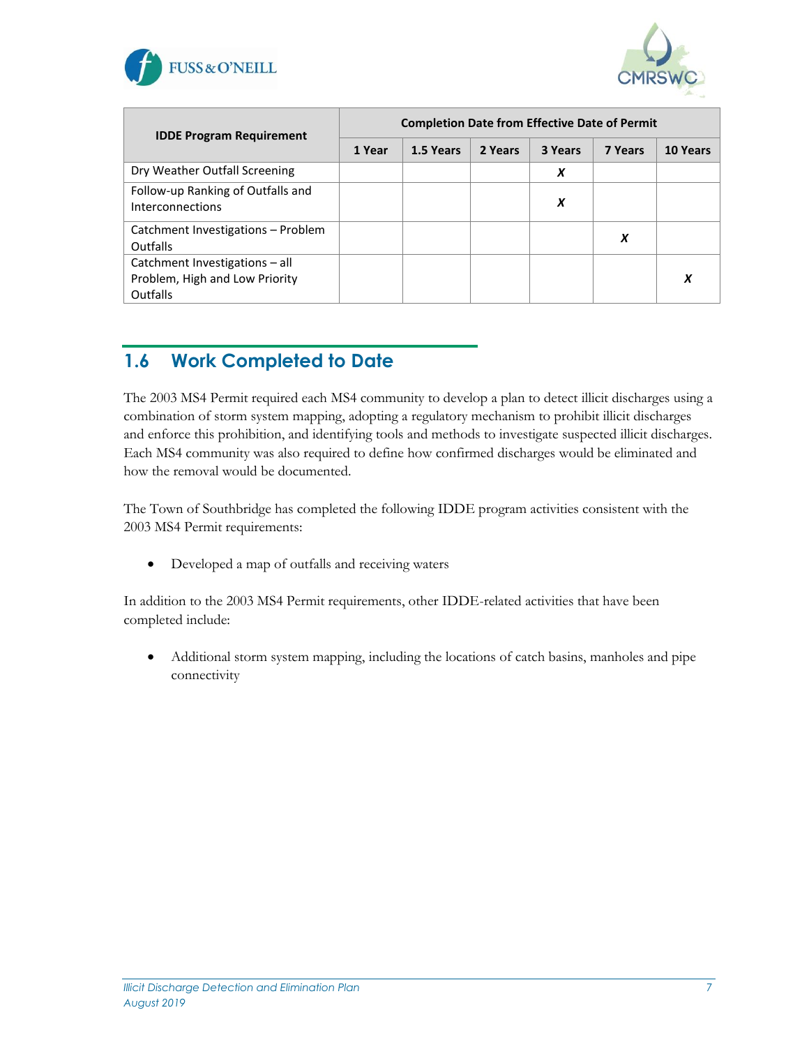| IDDE Program Requirement | Completion Date from Effective Date of Permit | | | | | |
|---|---|---|---|---|---|---|
| | 1 Year | 1.5 Years | 2 Years | 3 Years | 7 Years | 10 Years |
| Dry Weather Outfall Screening | | | | *X* | | |
| Follow-up Ranking of Outfalls and Interconnections | | | | *X* | | |
| Catchment Investigations – Problem Outfalls | | | | | *X* | |
| Catchment Investigations – all Problem, High and Low Priority Outfalls | | | | | | *X* |

## 1.6 Work Completed to Date

The 2003 MS4 Permit required each MS4 community to develop a plan to detect illicit discharges using a combination of storm system mapping, adopting a regulatory mechanism to prohibit illicit discharges and enforce this prohibition, and identifying tools and methods to investigate suspected illicit discharges. Each MS4 community was also required to define how confirmed discharges would be eliminated and how the removal would be documented.

The Town of Southbridge has completed the following IDDE program activities consistent with the 2003 MS4 Permit requirements:

- Developed a map of outfalls and receiving waters

In addition to the 2003 MS4 Permit requirements, other IDDE-related activities that have been completed include:

- Additional storm system mapping, including the locations of catch basins, manholes and pipe connectivity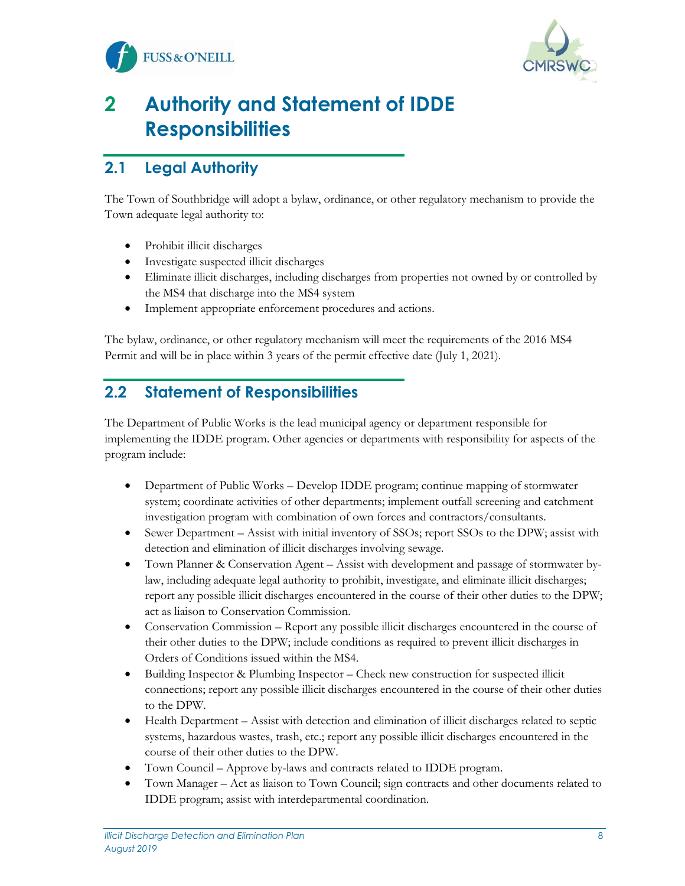# 2 Authority and Statement of IDDE Responsibilities

## 2.1 Legal Authority

The Town of Southbridge will adopt a bylaw, ordinance, or other regulatory mechanism to provide the Town adequate legal authority to:

- Prohibit illicit discharges
- Investigate suspected illicit discharges
- Eliminate illicit discharges, including discharges from properties not owned by or controlled by the MS4 that discharge into the MS4 system
- Implement appropriate enforcement procedures and actions.

The bylaw, ordinance, or other regulatory mechanism will meet the requirements of the 2016 MS4 Permit and will be in place within 3 years of the permit effective date (July 1, 2021).

## 2.2 Statement of Responsibilities

The Department of Public Works is the lead municipal agency or department responsible for implementing the IDDE program. Other agencies or departments with responsibility for aspects of the program include:

- Department of Public Works – Develop IDDE program; continue mapping of stormwater system; coordinate activities of other departments; implement outfall screening and catchment investigation program with combination of own forces and contractors/consultants.
- Sewer Department – Assist with initial inventory of SSOs; report SSOs to the DPW; assist with detection and elimination of illicit discharges involving sewage.
- Town Planner & Conservation Agent – Assist with development and passage of stormwater by-law, including adequate legal authority to prohibit, investigate, and eliminate illicit discharges; report any possible illicit discharges encountered in the course of their other duties to the DPW; act as liaison to Conservation Commission.
- Conservation Commission – Report any possible illicit discharges encountered in the course of their other duties to the DPW; include conditions as required to prevent illicit discharges in Orders of Conditions issued within the MS4.
- Building Inspector & Plumbing Inspector – Check new construction for suspected illicit connections; report any possible illicit discharges encountered in the course of their other duties to the DPW.
- Health Department – Assist with detection and elimination of illicit discharges related to septic systems, hazardous wastes, trash, etc.; report any possible illicit discharges encountered in the course of their other duties to the DPW.
- Town Council – Approve by-laws and contracts related to IDDE program.
- Town Manager – Act as liaison to Town Council; sign contracts and other documents related to IDDE program; assist with interdepartmental coordination.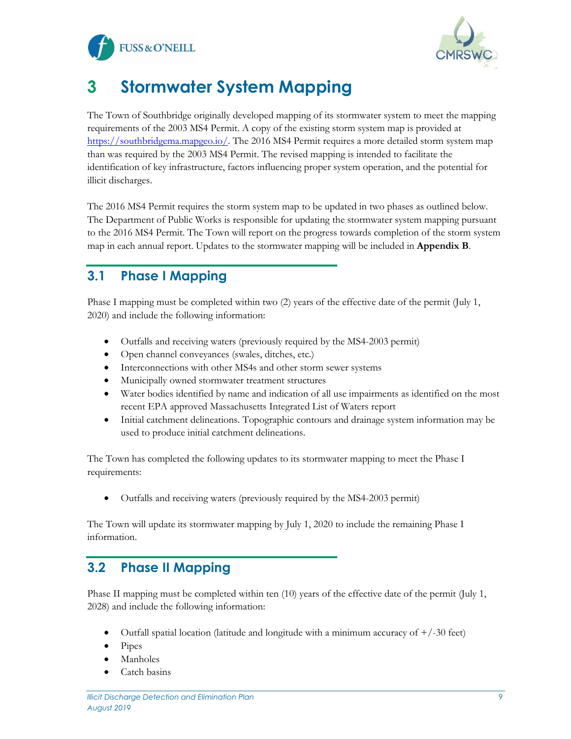# 3 Stormwater System Mapping

The Town of Southbridge originally developed mapping of its stormwater system to meet the mapping requirements of the 2003 MS4 Permit. A copy of the existing storm system map is provided at https://southbridgema.mapgeo.io/. The 2016 MS4 Permit requires a more detailed storm system map than was required by the 2003 MS4 Permit. The revised mapping is intended to facilitate the identification of key infrastructure, factors influencing proper system operation, and the potential for illicit discharges.

The 2016 MS4 Permit requires the storm system map to be updated in two phases as outlined below. The Department of Public Works is responsible for updating the stormwater system mapping pursuant to the 2016 MS4 Permit. The Town will report on the progress towards completion of the storm system map in each annual report. Updates to the stormwater mapping will be included in **Appendix B**.

## 3.1 Phase I Mapping

Phase I mapping must be completed within two (2) years of the effective date of the permit (July 1, 2020) and include the following information:

- Outfalls and receiving waters (previously required by the MS4-2003 permit)
- Open channel conveyances (swales, ditches, etc.)
- Interconnections with other MS4s and other storm sewer systems
- Municipally owned stormwater treatment structures
- Water bodies identified by name and indication of all use impairments as identified on the most recent EPA approved Massachusetts Integrated List of Waters report
- Initial catchment delineations. Topographic contours and drainage system information may be used to produce initial catchment delineations.

The Town has completed the following updates to its stormwater mapping to meet the Phase I requirements:

- Outfalls and receiving waters (previously required by the MS4-2003 permit)

The Town will update its stormwater mapping by July 1, 2020 to include the remaining Phase I information.

## 3.2 Phase II Mapping

Phase II mapping must be completed within ten (10) years of the effective date of the permit (July 1, 2028) and include the following information:

- Outfall spatial location (latitude and longitude with a minimum accuracy of +/-30 feet)
- Pipes
- Manholes
- Catch basins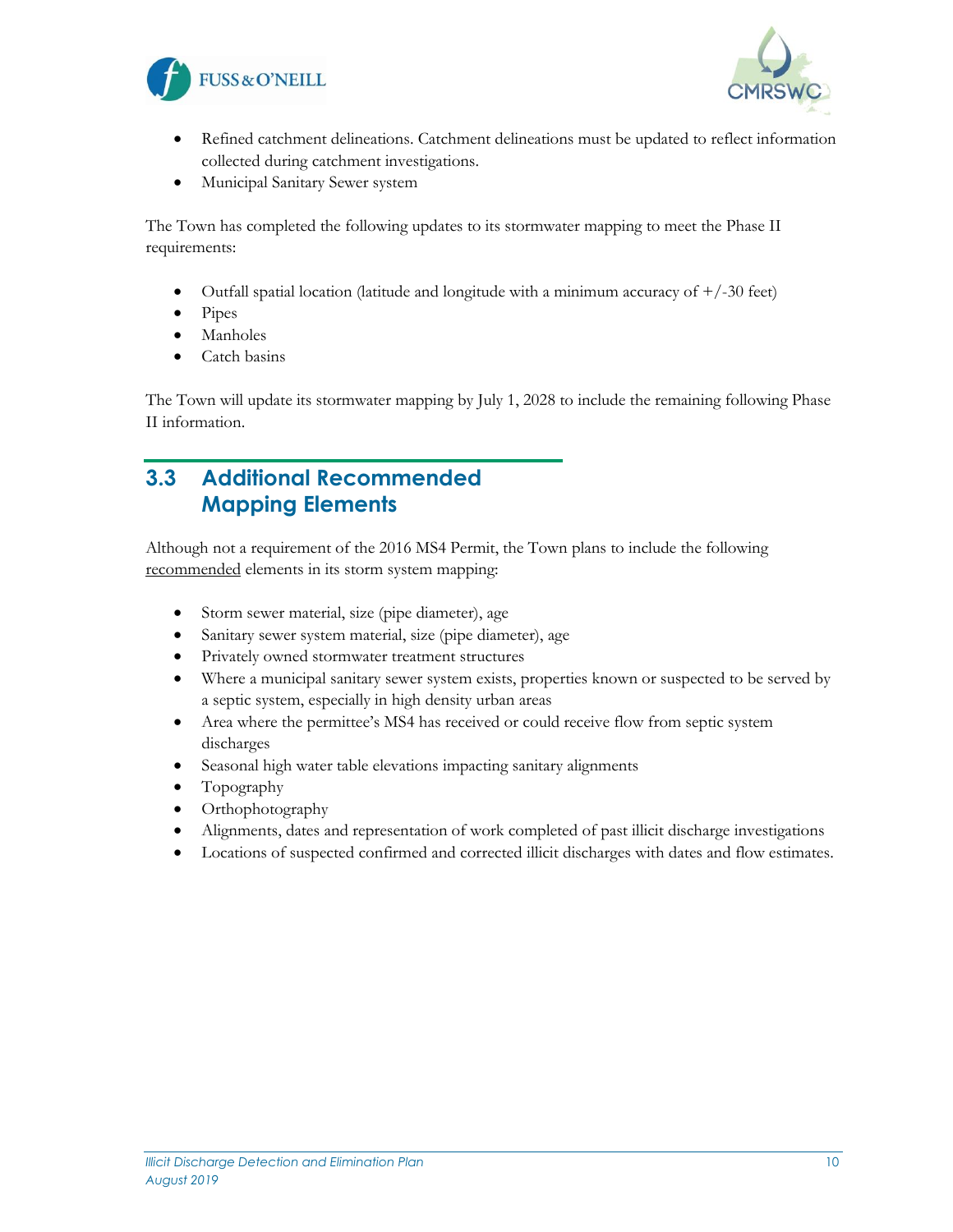- Refined catchment delineations. Catchment delineations must be updated to reflect information collected during catchment investigations.
- Municipal Sanitary Sewer system

The Town has completed the following updates to its stormwater mapping to meet the Phase II requirements:

- Outfall spatial location (latitude and longitude with a minimum accuracy of +/-30 feet)
- Pipes
- Manholes
- Catch basins

The Town will update its stormwater mapping by July 1, 2028 to include the remaining following Phase II information.

## 3.3 Additional Recommended Mapping Elements

Although not a requirement of the 2016 MS4 Permit, the Town plans to include the following recommended elements in its storm system mapping:

- Storm sewer material, size (pipe diameter), age
- Sanitary sewer system material, size (pipe diameter), age
- Privately owned stormwater treatment structures
- Where a municipal sanitary sewer system exists, properties known or suspected to be served by a septic system, especially in high density urban areas
- Area where the permittee's MS4 has received or could receive flow from septic system discharges
- Seasonal high water table elevations impacting sanitary alignments
- Topography
- Orthophotography
- Alignments, dates and representation of work completed of past illicit discharge investigations
- Locations of suspected confirmed and corrected illicit discharges with dates and flow estimates.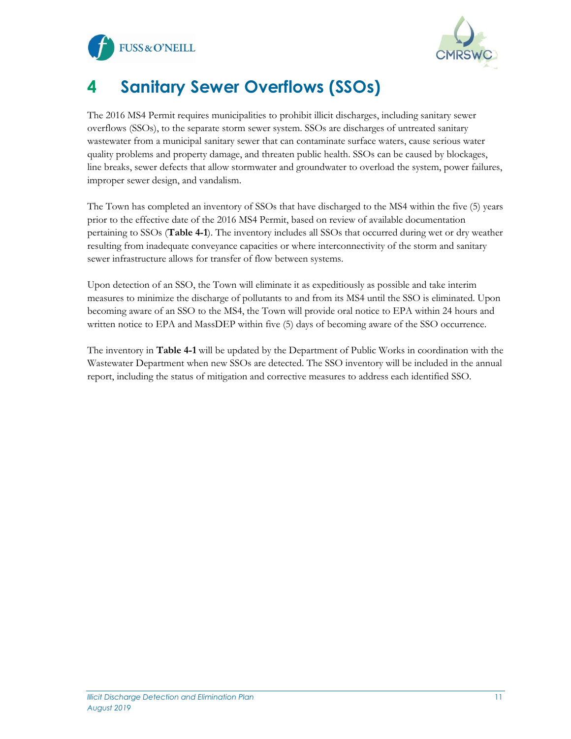# 4 Sanitary Sewer Overflows (SSOs)

The 2016 MS4 Permit requires municipalities to prohibit illicit discharges, including sanitary sewer overflows (SSOs), to the separate storm sewer system. SSOs are discharges of untreated sanitary wastewater from a municipal sanitary sewer that can contaminate surface waters, cause serious water quality problems and property damage, and threaten public health. SSOs can be caused by blockages, line breaks, sewer defects that allow stormwater and groundwater to overload the system, power failures, improper sewer design, and vandalism.

The Town has completed an inventory of SSOs that have discharged to the MS4 within the five (5) years prior to the effective date of the 2016 MS4 Permit, based on review of available documentation pertaining to SSOs (**Table 4-1**). The inventory includes all SSOs that occurred during wet or dry weather resulting from inadequate conveyance capacities or where interconnectivity of the storm and sanitary sewer infrastructure allows for transfer of flow between systems.

Upon detection of an SSO, the Town will eliminate it as expeditiously as possible and take interim measures to minimize the discharge of pollutants to and from its MS4 until the SSO is eliminated. Upon becoming aware of an SSO to the MS4, the Town will provide oral notice to EPA within 24 hours and written notice to EPA and MassDEP within five (5) days of becoming aware of the SSO occurrence.

The inventory in **Table 4-1** will be updated by the Department of Public Works in coordination with the Wastewater Department when new SSOs are detected. The SSO inventory will be included in the annual report, including the status of mitigation and corrective measures to address each identified SSO.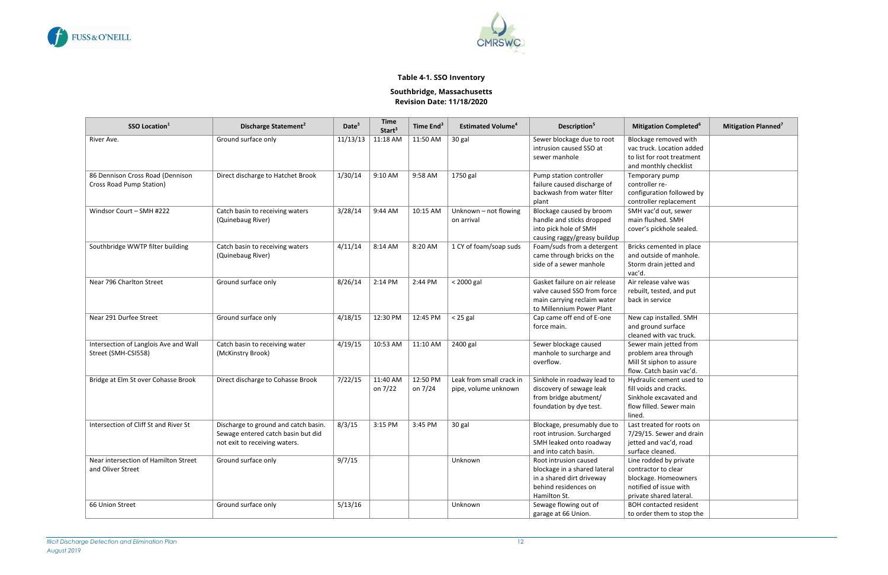**Table 4-1. SSO Inventory**

**Southbridge, Massachusetts**
**Revision Date: 11/18/2020**

| SSO Location[1] | Discharge Statement[2] | Date[3] | Time Start[3] | Time End[3] | Estimated Volume[4] | Description[5] | Mitigation Completed[6] | Mitigation Planned[7] |
|---|---|---|---|---|---|---|---|---|
| River Ave. | Ground surface only | 11/13/13 | 11:18 AM | 11:50 AM | 30 gal | Sewer blockage due to root intrusion caused SSO at sewer manhole | Blockage removed with vac truck. Location added to list for root treatment and monthly checklist | |
| 86 Dennison Cross Road (Dennison Cross Road Pump Station) | Direct discharge to Hatchet Brook | 1/30/14 | 9:10 AM | 9:58 AM | 1750 gal | Pump station controller failure caused discharge of backwash from water filter plant | Temporary pump controller re-configuration followed by controller replacement | |
| Windsor Court – SMH #222 | Catch basin to receiving waters (Quinebaug River) | 3/28/14 | 9:44 AM | 10:15 AM | Unknown – not flowing on arrival | Blockage caused by broom handle and sticks dropped into pick hole of SMH causing raggy/greasy buildup | SMH vac'd out, sewer main flushed. SMH cover's pickhole sealed. | |
| Southbridge WWTP filter building | Catch basin to receiving waters (Quinebaug River) | 4/11/14 | 8:14 AM | 8:20 AM | 1 CY of foam/soap suds | Foam/suds from a detergent came through bricks on the side of a sewer manhole | Bricks cemented in place and outside of manhole. Storm drain jetted and vac'd. | |
| Near 796 Charlton Street | Ground surface only | 8/26/14 | 2:14 PM | 2:44 PM | < 2000 gal | Gasket failure on air release valve caused SSO from force main carrying reclaim water to Millennium Power Plant | Air release valve was rebuilt, tested, and put back in service | |
| Near 291 Durfee Street | Ground surface only | 4/18/15 | 12:30 PM | 12:45 PM | < 25 gal | Cap came off end of E-one force main. | New cap installed. SMH and ground surface cleaned with vac truck. | |
| Intersection of Langlois Ave and Wall Street (SMH-CSI558) | Catch basin to receiving water (McKinstry Brook) | 4/19/15 | 10:53 AM | 11:10 AM | 2400 gal | Sewer blockage caused manhole to surcharge and overflow. | Sewer main jetted from problem area through Mill St siphon to assure flow. Catch basin vac'd. | |
| Bridge at Elm St over Cohasse Brook | Direct discharge to Cohasse Brook | 7/22/15 | 11:40 AM on 7/22 | 12:50 PM on 7/24 | Leak from small crack in pipe, volume unknown | Sinkhole in roadway lead to discovery of sewage leak from bridge abutment/ foundation by dye test. | Hydraulic cement used to fill voids and cracks. Sinkhole excavated and flow filled. Sewer main lined. | |
| Intersection of Cliff St and River St | Discharge to ground and catch basin. Sewage entered catch basin but did not exit to receiving waters. | 8/3/15 | 3:15 PM | 3:45 PM | 30 gal | Blockage, presumably due to root intrusion. Surcharged SMH leaked onto roadway and into catch basin. | Last treated for roots on 7/29/15. Sewer and drain jetted and vac'd, road surface cleaned. | |
| Near intersection of Hamilton Street and Oliver Street | Ground surface only | 9/7/15 | | | Unknown | Root intrusion caused blockage in a shared lateral in a shared dirt driveway behind residences on Hamilton St. | Line rodded by private contractor to clear blockage. Homeowners notified of issue with private shared lateral. | |
| 66 Union Street | Ground surface only | 5/13/16 | | | Unknown | Sewage flowing out of garage at 66 Union. | BOH contacted resident to order them to stop the | |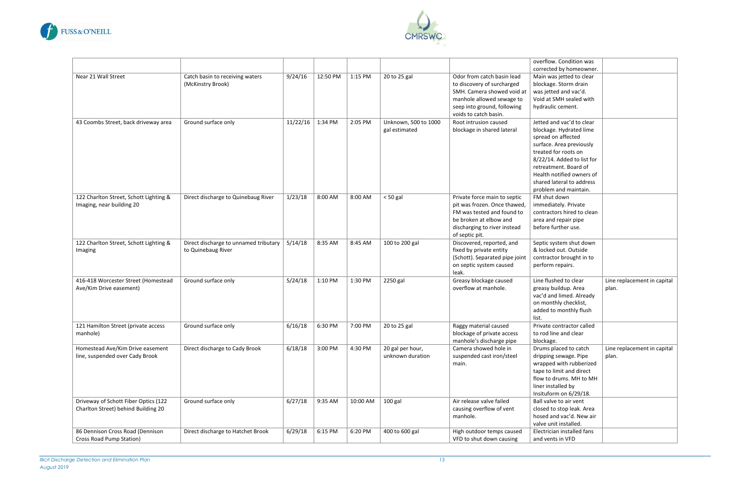| | | | | | | | | |
|---|---|---|---|---|---|---|---|---|
| | | | | | | | overflow. Condition was corrected by homeowner. | |
| Near 21 Wall Street | Catch basin to receiving waters (McKinstry Brook) | 9/24/16 | 12:50 PM | 1:15 PM | 20 to 25 gal | Odor from catch basin lead to discovery of surcharged SMH. Camera showed void at manhole allowed sewage to seep into ground, following voids to catch basin. | Main was jetted to clear blockage. Storm drain was jetted and vac'd. Void at SMH sealed with hydraulic cement. | |
| 43 Coombs Street, back driveway area | Ground surface only | 11/22/16 | 1:34 PM | 2:05 PM | Unknown, 500 to 1000 gal estimated | Root intrusion caused blockage in shared lateral | Jetted and vac'd to clear blockage. Hydrated lime spread on affected surface. Area previously treated for roots on 8/22/14. Added to list for retreatment. Board of Health notified owners of shared lateral to address problem and maintain. | |
| 122 Charlton Street, Schott Lighting & Imaging, near building 20 | Direct discharge to Quinebaug River | 1/23/18 | 8:00 AM | 8:00 AM | < 50 gal | Private force main to septic pit was frozen. Once thawed, FM was tested and found to be broken at elbow and discharging to river instead of septic pit. | FM shut down immediately. Private contractors hired to clean area and repair pipe before further use. | |
| 122 Charlton Street, Schott Lighting & Imaging | Direct discharge to unnamed tributary to Quinebaug River | 5/14/18 | 8:35 AM | 8:45 AM | 100 to 200 gal | Discovered, reported, and fixed by private entity (Schott). Separated pipe joint on septic system caused leak. | Septic system shut down & locked out. Outside contractor brought in to perform repairs. | |
| 416-418 Worcester Street (Homestead Ave/Kim Drive easement) | Ground surface only | 5/24/18 | 1:10 PM | 1:30 PM | 2250 gal | Greasy blockage caused overflow at manhole. | Line flushed to clear greasy buildup. Area vac'd and limed. Already on monthly checklist, added to monthly flush list. | Line replacement in capital plan. |
| 121 Hamilton Street (private access manhole) | Ground surface only | 6/16/18 | 6:30 PM | 7:00 PM | 20 to 25 gal | Raggy material caused blockage of private access manhole's discharge pipe | Private contractor called to rod line and clear blockage. | |
| Homestead Ave/Kim Drive easement line, suspended over Cady Brook | Direct discharge to Cady Brook | 6/18/18 | 3:00 PM | 4:30 PM | 20 gal per hour, unknown duration | Camera showed hole in suspended cast iron/steel main. | Drums placed to catch dripping sewage. Pipe wrapped with rubberized tape to limit and direct flow to drums. MH to MH liner installed by Insituform on 6/29/18. | Line replacement in capital plan. |
| Driveway of Schott Fiber Optics (122 Charlton Street) behind Building 20 | Ground surface only | 6/27/18 | 9:35 AM | 10:00 AM | 100 gal | Air release valve failed causing overflow of vent manhole. | Ball valve to air vent closed to stop leak. Area hosed and vac'd. New air valve unit installed. | |
| 86 Dennison Cross Road (Dennison Cross Road Pump Station) | Direct discharge to Hatchet Brook | 6/29/18 | 6:15 PM | 6:20 PM | 400 to 600 gal | High outdoor temps caused VFD to shut down causing | Electrician installed fans and vents in VFD | |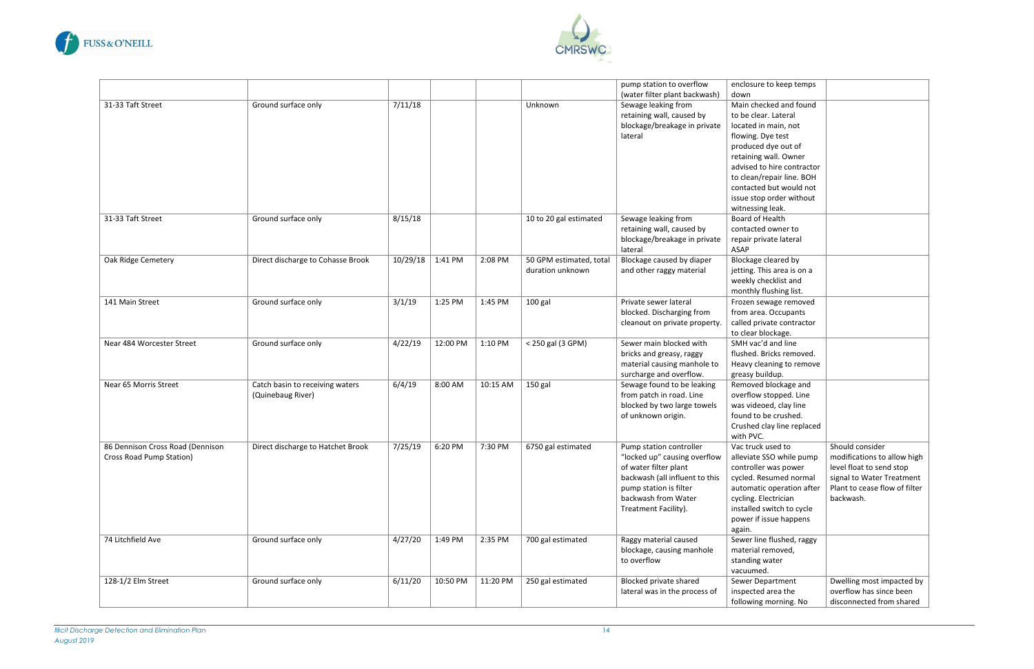| | | | | | | | | |
|---|---|---|---|---|---|---|---|---|
| | | | | | | pump station to overflow (water filter plant backwash) | enclosure to keep temps down | |
| 31-33 Taft Street | Ground surface only | 7/11/18 | | | Unknown | Sewage leaking from retaining wall, caused by blockage/breakage in private lateral | Main checked and found to be clear. Lateral located in main, not flowing. Dye test produced dye out of retaining wall. Owner advised to hire contractor to clean/repair line. BOH contacted but would not issue stop order without witnessing leak. | |
| 31-33 Taft Street | Ground surface only | 8/15/18 | | | 10 to 20 gal estimated | Sewage leaking from retaining wall, caused by blockage/breakage in private lateral | Board of Health contacted owner to repair private lateral ASAP | |
| Oak Ridge Cemetery | Direct discharge to Cohasse Brook | 10/29/18 | 1:41 PM | 2:08 PM | 50 GPM estimated, total duration unknown | Blockage caused by diaper and other raggy material | Blockage cleared by jetting. This area is on a weekly checklist and monthly flushing list. | |
| 141 Main Street | Ground surface only | 3/1/19 | 1:25 PM | 1:45 PM | 100 gal | Private sewer lateral blocked. Discharging from cleanout on private property. | Frozen sewage removed from area. Occupants called private contractor to clear blockage. | |
| Near 484 Worcester Street | Ground surface only | 4/22/19 | 12:00 PM | 1:10 PM | < 250 gal (3 GPM) | Sewer main blocked with bricks and greasy, raggy material causing manhole to surcharge and overflow. | SMH vac'd and line flushed. Bricks removed. Heavy cleaning to remove greasy buildup. | |
| Near 65 Morris Street | Catch basin to receiving waters (Quinebaug River) | 6/4/19 | 8:00 AM | 10:15 AM | 150 gal | Sewage found to be leaking from patch in road. Line blocked by two large towels of unknown origin. | Removed blockage and overflow stopped. Line was videoed, clay line found to be crushed. Crushed clay line replaced with PVC. | |
| 86 Dennison Cross Road (Dennison Cross Road Pump Station) | Direct discharge to Hatchet Brook | 7/25/19 | 6:20 PM | 7:30 PM | 6750 gal estimated | Pump station controller "locked up" causing overflow of water filter plant backwash (all influent to this pump station is filter backwash from Water Treatment Facility). | Vac truck used to alleviate SSO while pump controller was power cycled. Resumed normal automatic operation after cycling. Electrician installed switch to cycle power if issue happens again. | Should consider modifications to allow high level float to send stop signal to Water Treatment Plant to cease flow of filter backwash. |
| 74 Litchfield Ave | Ground surface only | 4/27/20 | 1:49 PM | 2:35 PM | 700 gal estimated | Raggy material caused blockage, causing manhole to overflow | Sewer line flushed, raggy material removed, standing water vacuumed. | |
| 128-1/2 Elm Street | Ground surface only | 6/11/20 | 10:50 PM | 11:20 PM | 250 gal estimated | Blocked private shared lateral was in the process of | Sewer Department inspected area the following morning. No | Dwelling most impacted by overflow has since been disconnected from shared |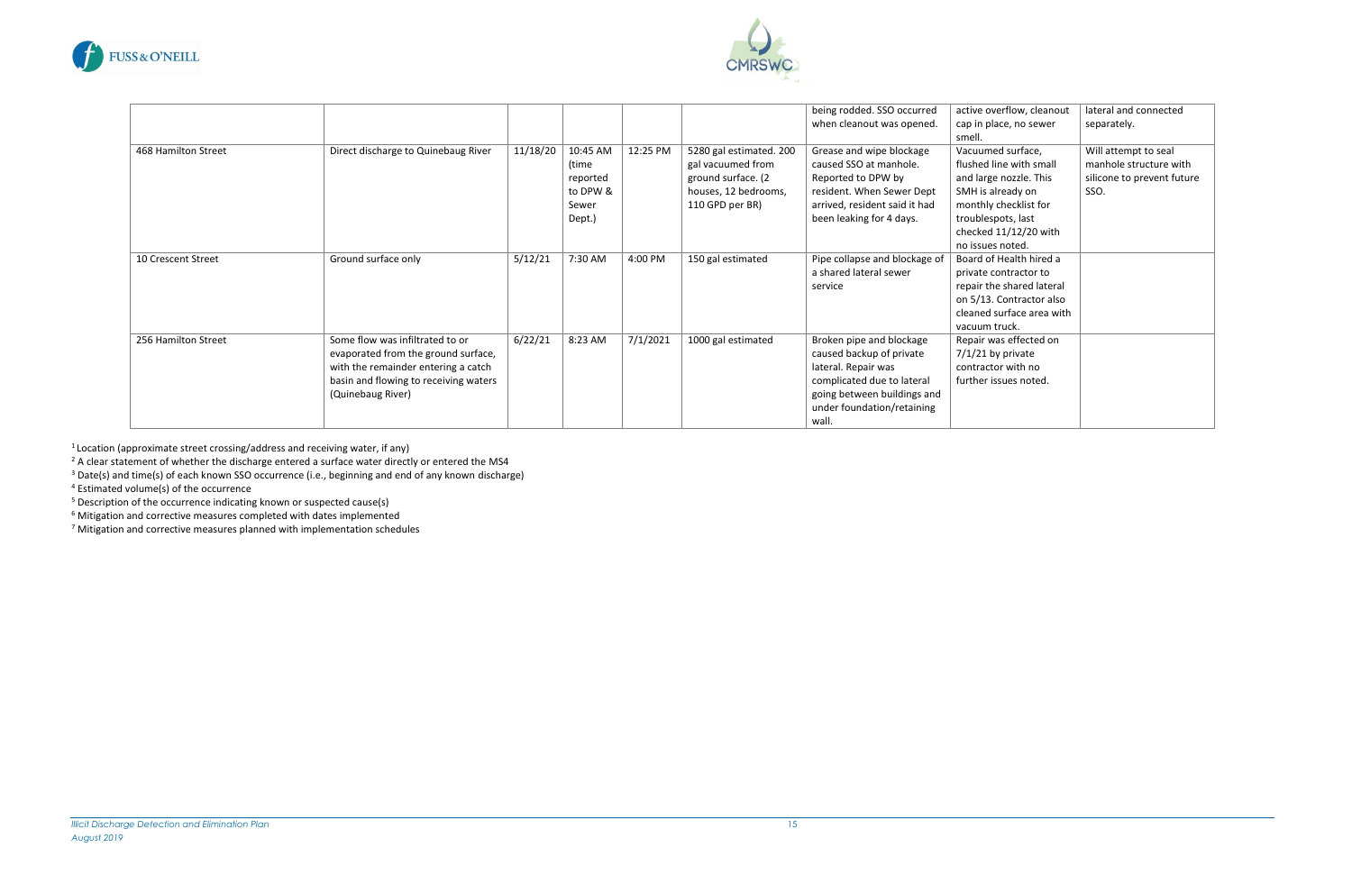| | | | | | | | | |
|---|---|---|---|---|---|---|---|---|
| | | | | | | being rodded. SSO occurred when cleanout was opened. | active overflow, cleanout cap in place, no sewer smell. | lateral and connected separately. |
| 468 Hamilton Street | Direct discharge to Quinebaug River | 11/18/20 | 10:45 AM (time reported to DPW & Sewer Dept.) | 12:25 PM | 5280 gal estimated. 200 gal vacuumed from ground surface. (2 houses, 12 bedrooms, 110 GPD per BR) | Grease and wipe blockage caused SSO at manhole. Reported to DPW by resident. When Sewer Dept arrived, resident said it had been leaking for 4 days. | Vacuumed surface, flushed line with small and large nozzle. This SMH is already on monthly checklist for troublespots, last checked 11/12/20 with no issues noted. | Will attempt to seal manhole structure with silicone to prevent future SSO. |
| 10 Crescent Street | Ground surface only | 5/12/21 | 7:30 AM | 4:00 PM | 150 gal estimated | Pipe collapse and blockage of a shared lateral sewer service | Board of Health hired a private contractor to repair the shared lateral on 5/13. Contractor also cleaned surface area with vacuum truck. | |
| 256 Hamilton Street | Some flow was infiltrated to or evaporated from the ground surface, with the remainder entering a catch basin and flowing to receiving waters (Quinebaug River) | 6/22/21 | 8:23 AM | 7/1/2021 | 1000 gal estimated | Broken pipe and blockage caused backup of private lateral. Repair was complicated due to lateral going between buildings and under foundation/retaining wall. | Repair was effected on 7/1/21 by private contractor with no further issues noted. | |

[1] Location (approximate street crossing/address and receiving water, if any)

[2] A clear statement of whether the discharge entered a surface water directly or entered the MS4

[3] Date(s) and time(s) of each known SSO occurrence (i.e., beginning and end of any known discharge)

[4] Estimated volume(s) of the occurrence

[5] Description of the occurrence indicating known or suspected cause(s)

[6] Mitigation and corrective measures completed with dates implemented

[7] Mitigation and corrective measures planned with implementation schedules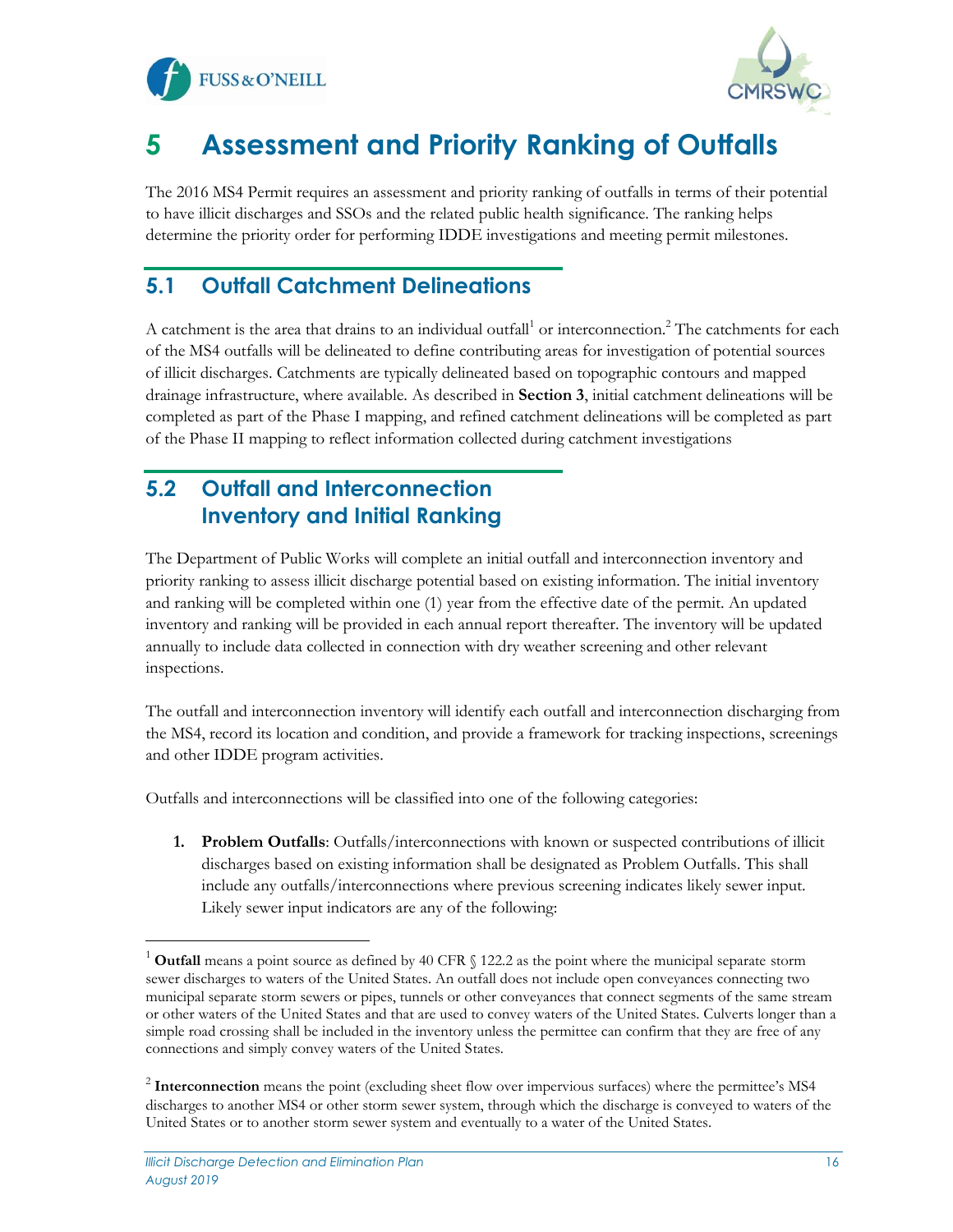# 5 Assessment and Priority Ranking of Outfalls

The 2016 MS4 Permit requires an assessment and priority ranking of outfalls in terms of their potential to have illicit discharges and SSOs and the related public health significance. The ranking helps determine the priority order for performing IDDE investigations and meeting permit milestones.

## 5.1 Outfall Catchment Delineations

A catchment is the area that drains to an individual outfall[1] or interconnection.[2] The catchments for each of the MS4 outfalls will be delineated to define contributing areas for investigation of potential sources of illicit discharges. Catchments are typically delineated based on topographic contours and mapped drainage infrastructure, where available. As described in **Section 3**, initial catchment delineations will be completed as part of the Phase I mapping, and refined catchment delineations will be completed as part of the Phase II mapping to reflect information collected during catchment investigations

## 5.2 Outfall and Interconnection Inventory and Initial Ranking

The Department of Public Works will complete an initial outfall and interconnection inventory and priority ranking to assess illicit discharge potential based on existing information. The initial inventory and ranking will be completed within one (1) year from the effective date of the permit. An updated inventory and ranking will be provided in each annual report thereafter. The inventory will be updated annually to include data collected in connection with dry weather screening and other relevant inspections.

The outfall and interconnection inventory will identify each outfall and interconnection discharging from the MS4, record its location and condition, and provide a framework for tracking inspections, screenings and other IDDE program activities.

Outfalls and interconnections will be classified into one of the following categories:

1. **Problem Outfalls**: Outfalls/interconnections with known or suspected contributions of illicit discharges based on existing information shall be designated as Problem Outfalls. This shall include any outfalls/interconnections where previous screening indicates likely sewer input. Likely sewer input indicators are any of the following:

---

[1] **Outfall** means a point source as defined by 40 CFR § 122.2 as the point where the municipal separate storm sewer discharges to waters of the United States. An outfall does not include open conveyances connecting two municipal separate storm sewers or pipes, tunnels or other conveyances that connect segments of the same stream or other waters of the United States and that are used to convey waters of the United States. Culverts longer than a simple road crossing shall be included in the inventory unless the permittee can confirm that they are free of any connections and simply convey waters of the United States.

[2] **Interconnection** means the point (excluding sheet flow over impervious surfaces) where the permittee's MS4 discharges to another MS4 or other storm sewer system, through which the discharge is conveyed to waters of the United States or to another storm sewer system and eventually to a water of the United States.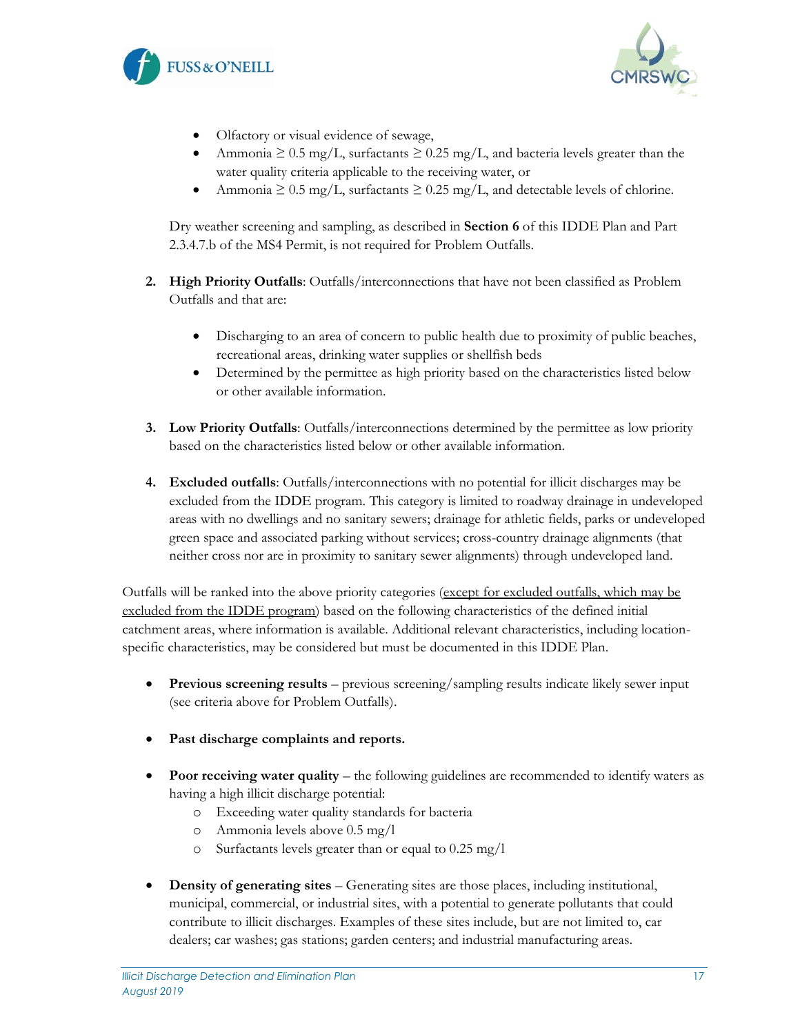- Olfactory or visual evidence of sewage,
- Ammonia $\geq$ 0.5 mg/L, surfactants $\geq$ 0.25 mg/L, and bacteria levels greater than the water quality criteria applicable to the receiving water, or
- Ammonia $\geq$ 0.5 mg/L, surfactants $\geq$ 0.25 mg/L, and detectable levels of chlorine.

Dry weather screening and sampling, as described in **Section 6** of this IDDE Plan and Part 2.3.4.7.b of the MS4 Permit, is not required for Problem Outfalls.

2. **High Priority Outfalls**: Outfalls/interconnections that have not been classified as Problem Outfalls and that are:

    - Discharging to an area of concern to public health due to proximity of public beaches, recreational areas, drinking water supplies or shellfish beds
    - Determined by the permittee as high priority based on the characteristics listed below or other available information.

3. **Low Priority Outfalls**: Outfalls/interconnections determined by the permittee as low priority based on the characteristics listed below or other available information.

4. **Excluded outfalls**: Outfalls/interconnections with no potential for illicit discharges may be excluded from the IDDE program. This category is limited to roadway drainage in undeveloped areas with no dwellings and no sanitary sewers; drainage for athletic fields, parks or undeveloped green space and associated parking without services; cross-country drainage alignments (that neither cross nor are in proximity to sanitary sewer alignments) through undeveloped land.

Outfalls will be ranked into the above priority categories (<u>except for excluded outfalls, which may be excluded from the IDDE program</u>) based on the following characteristics of the defined initial catchment areas, where information is available. Additional relevant characteristics, including location-specific characteristics, may be considered but must be documented in this IDDE Plan.

- **Previous screening results** – previous screening/sampling results indicate likely sewer input (see criteria above for Problem Outfalls).

- **Past discharge complaints and reports.**

- **Poor receiving water quality** – the following guidelines are recommended to identify waters as having a high illicit discharge potential:
    - Exceeding water quality standards for bacteria
    - Ammonia levels above 0.5 mg/l
    - Surfactants levels greater than or equal to 0.25 mg/l

- **Density of generating sites** – Generating sites are those places, including institutional, municipal, commercial, or industrial sites, with a potential to generate pollutants that could contribute to illicit discharges. Examples of these sites include, but are not limited to, car dealers; car washes; gas stations; garden centers; and industrial manufacturing areas.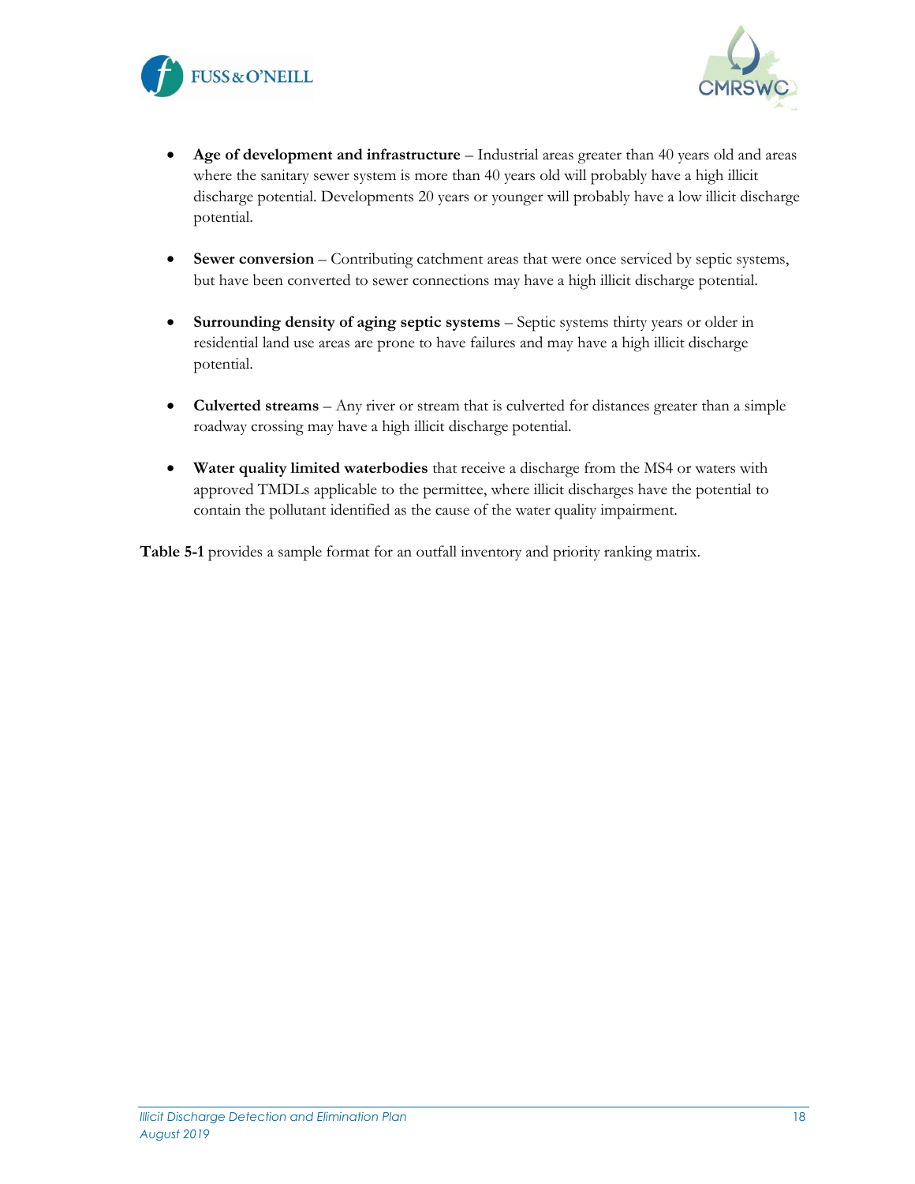- **Age of development and infrastructure** – Industrial areas greater than 40 years old and areas where the sanitary sewer system is more than 40 years old will probably have a high illicit discharge potential. Developments 20 years or younger will probably have a low illicit discharge potential.

- **Sewer conversion** – Contributing catchment areas that were once serviced by septic systems, but have been converted to sewer connections may have a high illicit discharge potential.

- **Surrounding density of aging septic systems** – Septic systems thirty years or older in residential land use areas are prone to have failures and may have a high illicit discharge potential.

- **Culverted streams** – Any river or stream that is culverted for distances greater than a simple roadway crossing may have a high illicit discharge potential.

- **Water quality limited waterbodies** that receive a discharge from the MS4 or waters with approved TMDLs applicable to the permittee, where illicit discharges have the potential to contain the pollutant identified as the cause of the water quality impairment.

**Table 5-1** provides a sample format for an outfall inventory and priority ranking matrix.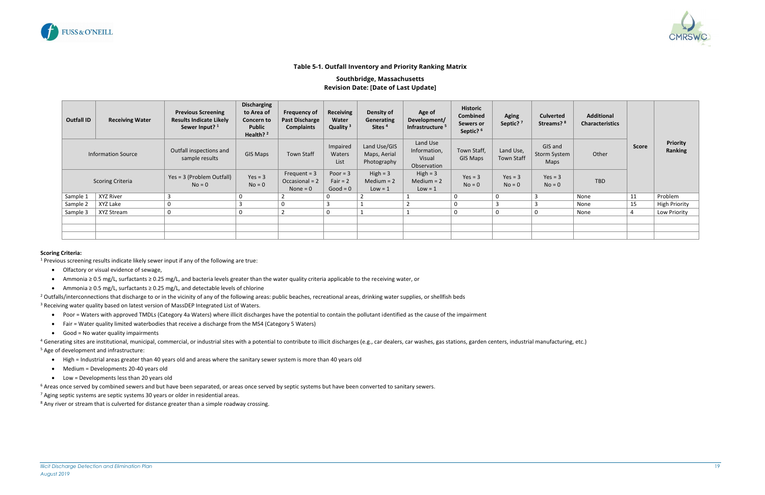**Table 5-1. Outfall Inventory and Priority Ranking Matrix**

**Southbridge, Massachusetts**
**Revision Date: [Date of Last Update]**

| Outfall ID | Receiving Water | Previous Screening Results Indicate Likely Sewer Input? [1] | Discharging to Area of Concern to Public Health? [2] | Frequency of Past Discharge Complaints | Receiving Water Quality [3] | Density of Generating Sites [4] | Age of Development/ Infrastructure [5] | Historic Combined Sewers or Septic? [6] | Aging Septic? [7] | Culverted Streams? [8] | Additional Characteristics | Score | Priority Ranking |
|---|---|---|---|---|---|---|---|---|---|---|---|---|---|
| Information Source | | Outfall inspections and sample results | GIS Maps | Town Staff | Impaired Waters List | Land Use/GIS Maps, Aerial Photography | Land Use Information, Visual Observation | Town Staff, GIS Maps | Land Use, Town Staff | GIS and Storm System Maps | Other | | |
| Scoring Criteria | | Yes = 3 (Problem Outfall) No = 0 | Yes = 3 No = 0 | Frequent = 3 Occasional = 2 None = 0 | Poor = 3 Fair = 2 Good = 0 | High = 3 Medium = 2 Low = 1 | High = 3 Medium = 2 Low = 1 | Yes = 3 No = 0 | Yes = 3 No = 0 | Yes = 3 No = 0 | TBD | | |
| Sample 1 | XYZ River | 3 | 0 | 2 | 0 | 2 | 1 | 0 | 0 | 3 | None | 11 | Problem |
| Sample 2 | XYZ Lake | 0 | 3 | 0 | 3 | 1 | 2 | 0 | 3 | 3 | None | 15 | High Priority |
| Sample 3 | XYZ Stream | 0 | 0 | 2 | 0 | 1 | 1 | 0 | 0 | 0 | None | 4 | Low Priority |
| | | | | | | | | | | | | | |
| | | | | | | | | | | | | | |
| | | | | | | | | | | | | | |

**Scoring Criteria:**

[1] Previous screening results indicate likely sewer input if any of the following are true:

- Olfactory or visual evidence of sewage,
- Ammonia ≥ 0.5 mg/L, surfactants ≥ 0.25 mg/L, and bacteria levels greater than the water quality criteria applicable to the receiving water, or
- Ammonia ≥ 0.5 mg/L, surfactants ≥ 0.25 mg/L, and detectable levels of chlorine

[2] Outfalls/interconnections that discharge to or in the vicinity of any of the following areas: public beaches, recreational areas, drinking water supplies, or shellfish beds

[3] Receiving water quality based on latest version of MassDEP Integrated List of Waters.

- Poor = Waters with approved TMDLs (Category 4a Waters) where illicit discharges have the potential to contain the pollutant identified as the cause of the impairment
- Fair = Water quality limited waterbodies that receive a discharge from the MS4 (Category 5 Waters)
- Good = No water quality impairments

[4] Generating sites are institutional, municipal, commercial, or industrial sites with a potential to contribute to illicit discharges (e.g., car dealers, car washes, gas stations, garden centers, industrial manufacturing, etc.)

[5] Age of development and infrastructure:

- High = Industrial areas greater than 40 years old and areas where the sanitary sewer system is more than 40 years old
- Medium = Developments 20-40 years old
- Low = Developments less than 20 years old

[6] Areas once served by combined sewers and but have been separated, or areas once served by septic systems but have been converted to sanitary sewers.

[7] Aging septic systems are septic systems 30 years or older in residential areas.

[8] Any river or stream that is culverted for distance greater than a simple roadway crossing.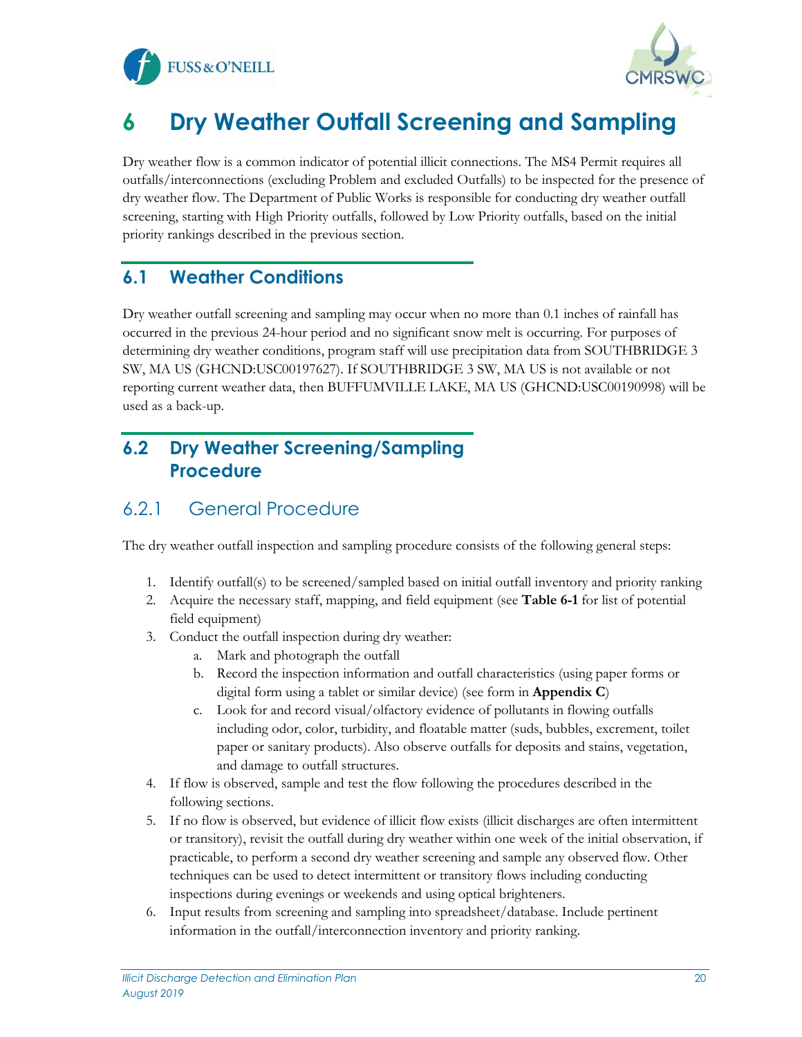# 6 Dry Weather Outfall Screening and Sampling

Dry weather flow is a common indicator of potential illicit connections. The MS4 Permit requires all outfalls/interconnections (excluding Problem and excluded Outfalls) to be inspected for the presence of dry weather flow. The Department of Public Works is responsible for conducting dry weather outfall screening, starting with High Priority outfalls, followed by Low Priority outfalls, based on the initial priority rankings described in the previous section.

## 6.1 Weather Conditions

Dry weather outfall screening and sampling may occur when no more than 0.1 inches of rainfall has occurred in the previous 24-hour period and no significant snow melt is occurring. For purposes of determining dry weather conditions, program staff will use precipitation data from SOUTHBRIDGE 3 SW, MA US (GHCND:USC00197627). If SOUTHBRIDGE 3 SW, MA US is not available or not reporting current weather data, then BUFFUMVILLE LAKE, MA US (GHCND:USC00190998) will be used as a back-up.

## 6.2 Dry Weather Screening/Sampling Procedure

### 6.2.1 General Procedure

The dry weather outfall inspection and sampling procedure consists of the following general steps:

1. Identify outfall(s) to be screened/sampled based on initial outfall inventory and priority ranking
2. Acquire the necessary staff, mapping, and field equipment (see **Table 6-1** for list of potential field equipment)
3. Conduct the outfall inspection during dry weather:
    a. Mark and photograph the outfall
    b. Record the inspection information and outfall characteristics (using paper forms or digital form using a tablet or similar device) (see form in **Appendix C**)
    c. Look for and record visual/olfactory evidence of pollutants in flowing outfalls including odor, color, turbidity, and floatable matter (suds, bubbles, excrement, toilet paper or sanitary products). Also observe outfalls for deposits and stains, vegetation, and damage to outfall structures.
4. If flow is observed, sample and test the flow following the procedures described in the following sections.
5. If no flow is observed, but evidence of illicit flow exists (illicit discharges are often intermittent or transitory), revisit the outfall during dry weather within one week of the initial observation, if practicable, to perform a second dry weather screening and sample any observed flow. Other techniques can be used to detect intermittent or transitory flows including conducting inspections during evenings or weekends and using optical brighteners.
6. Input results from screening and sampling into spreadsheet/database. Include pertinent information in the outfall/interconnection inventory and priority ranking.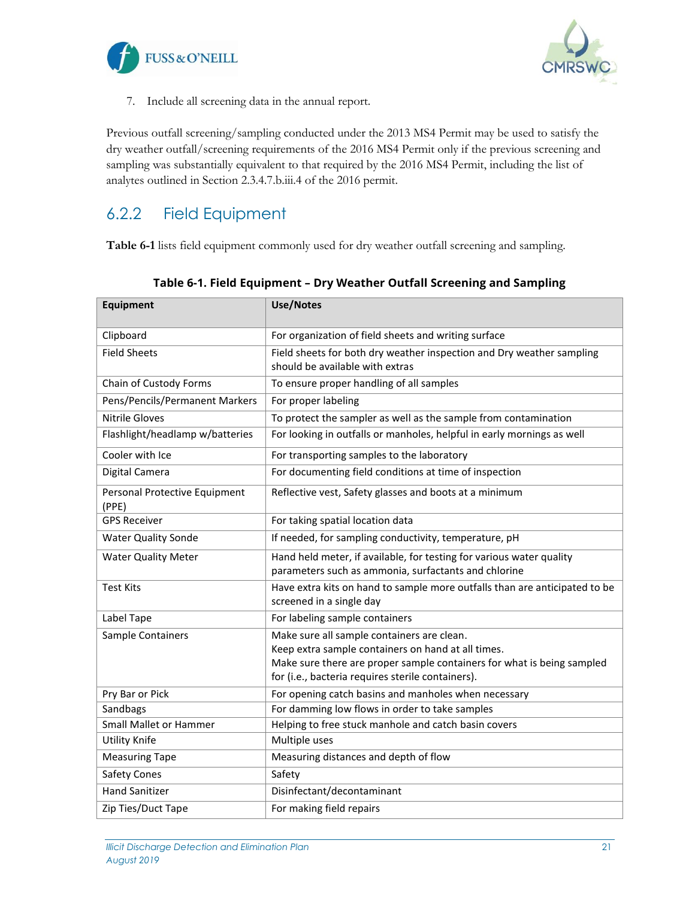7. Include all screening data in the annual report.

Previous outfall screening/sampling conducted under the 2013 MS4 Permit may be used to satisfy the dry weather outfall/screening requirements of the 2016 MS4 Permit only if the previous screening and sampling was substantially equivalent to that required by the 2016 MS4 Permit, including the list of analytes outlined in Section 2.3.4.7.b.iii.4 of the 2016 permit.

### 6.2.2 Field Equipment

**Table 6-1** lists field equipment commonly used for dry weather outfall screening and sampling.

**Table 6-1. Field Equipment – Dry Weather Outfall Screening and Sampling**

| Equipment | Use/Notes |
|---|---|
| Clipboard | For organization of field sheets and writing surface |
| Field Sheets | Field sheets for both dry weather inspection and Dry weather sampling should be available with extras |
| Chain of Custody Forms | To ensure proper handling of all samples |
| Pens/Pencils/Permanent Markers | For proper labeling |
| Nitrile Gloves | To protect the sampler as well as the sample from contamination |
| Flashlight/headlamp w/batteries | For looking in outfalls or manholes, helpful in early mornings as well |
| Cooler with Ice | For transporting samples to the laboratory |
| Digital Camera | For documenting field conditions at time of inspection |
| Personal Protective Equipment (PPE) | Reflective vest, Safety glasses and boots at a minimum |
| GPS Receiver | For taking spatial location data |
| Water Quality Sonde | If needed, for sampling conductivity, temperature, pH |
| Water Quality Meter | Hand held meter, if available, for testing for various water quality parameters such as ammonia, surfactants and chlorine |
| Test Kits | Have extra kits on hand to sample more outfalls than are anticipated to be screened in a single day |
| Label Tape | For labeling sample containers |
| Sample Containers | Make sure all sample containers are clean.<br>Keep extra sample containers on hand at all times.<br>Make sure there are proper sample containers for what is being sampled for (i.e., bacteria requires sterile containers). |
| Pry Bar or Pick | For opening catch basins and manholes when necessary |
| Sandbags | For damming low flows in order to take samples |
| Small Mallet or Hammer | Helping to free stuck manhole and catch basin covers |
| Utility Knife | Multiple uses |
| Measuring Tape | Measuring distances and depth of flow |
| Safety Cones | Safety |
| Hand Sanitizer | Disinfectant/decontaminant |
| Zip Ties/Duct Tape | For making field repairs |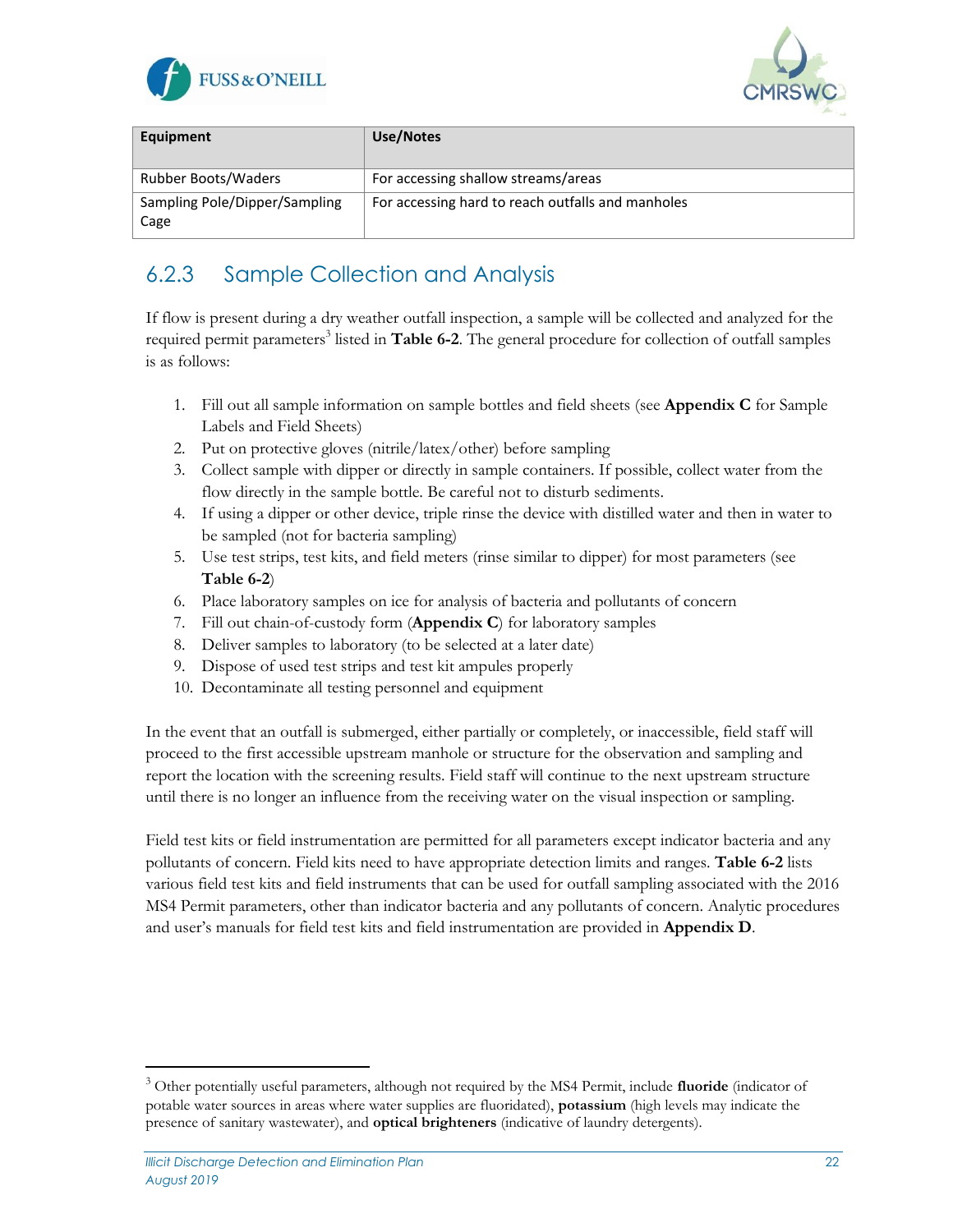| Equipment | Use/Notes |
| --- | --- |
| Rubber Boots/Waders | For accessing shallow streams/areas |
| Sampling Pole/Dipper/Sampling Cage | For accessing hard to reach outfalls and manholes |

### 6.2.3 Sample Collection and Analysis

If flow is present during a dry weather outfall inspection, a sample will be collected and analyzed for the required permit parameters[3] listed in **Table 6-2**. The general procedure for collection of outfall samples is as follows:

1. Fill out all sample information on sample bottles and field sheets (see **Appendix C** for Sample Labels and Field Sheets)
2. Put on protective gloves (nitrile/latex/other) before sampling
3. Collect sample with dipper or directly in sample containers. If possible, collect water from the flow directly in the sample bottle. Be careful not to disturb sediments.
4. If using a dipper or other device, triple rinse the device with distilled water and then in water to be sampled (not for bacteria sampling)
5. Use test strips, test kits, and field meters (rinse similar to dipper) for most parameters (see **Table 6-2**)
6. Place laboratory samples on ice for analysis of bacteria and pollutants of concern
7. Fill out chain-of-custody form (**Appendix C**) for laboratory samples
8. Deliver samples to laboratory (to be selected at a later date)
9. Dispose of used test strips and test kit ampules properly
10. Decontaminate all testing personnel and equipment

In the event that an outfall is submerged, either partially or completely, or inaccessible, field staff will proceed to the first accessible upstream manhole or structure for the observation and sampling and report the location with the screening results. Field staff will continue to the next upstream structure until there is no longer an influence from the receiving water on the visual inspection or sampling.

Field test kits or field instrumentation are permitted for all parameters except indicator bacteria and any pollutants of concern. Field kits need to have appropriate detection limits and ranges. **Table 6-2** lists various field test kits and field instruments that can be used for outfall sampling associated with the 2016 MS4 Permit parameters, other than indicator bacteria and any pollutants of concern. Analytic procedures and user's manuals for field test kits and field instrumentation are provided in **Appendix D**.

[3] Other potentially useful parameters, although not required by the MS4 Permit, include **fluoride** (indicator of potable water sources in areas where water supplies are fluoridated), **potassium** (high levels may indicate the presence of sanitary wastewater), and **optical brighteners** (indicative of laundry detergents).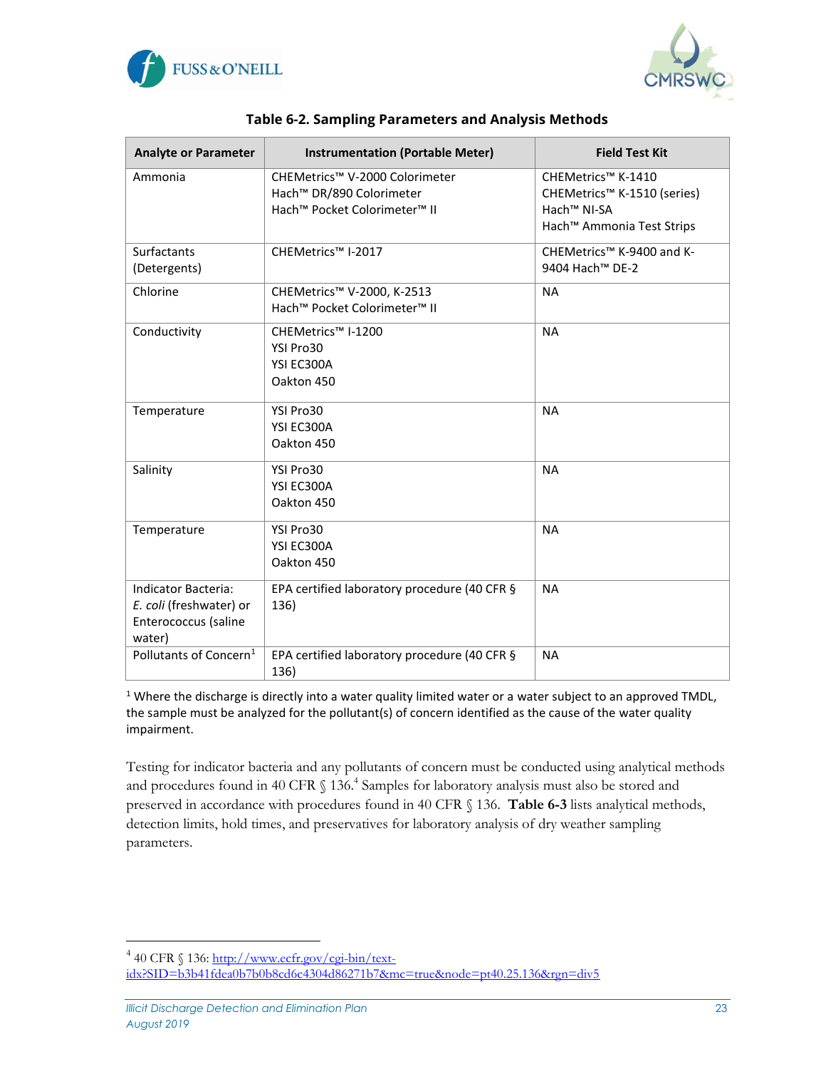**Table 6-2. Sampling Parameters and Analysis Methods**

| Analyte or Parameter | Instrumentation (Portable Meter) | Field Test Kit |
|---|---|---|
| Ammonia | CHEMetrics™ V-2000 Colorimeter<br>Hach™ DR/890 Colorimeter<br>Hach™ Pocket Colorimeter™ II | CHEMetrics™ K-1410<br>CHEMetrics™ K-1510 (series)<br>Hach™ NI-SA<br>Hach™ Ammonia Test Strips |
| Surfactants (Detergents) | CHEMetrics™ I-2017 | CHEMetrics™ K-9400 and K-9404 Hach™ DE-2 |
| Chlorine | CHEMetrics™ V-2000, K-2513<br>Hach™ Pocket Colorimeter™ II | NA |
| Conductivity | CHEMetrics™ I-1200<br>YSI Pro30<br>YSI EC300A<br>Oakton 450 | NA |
| Temperature | YSI Pro30<br>YSI EC300A<br>Oakton 450 | NA |
| Salinity | YSI Pro30<br>YSI EC300A<br>Oakton 450 | NA |
| Temperature | YSI Pro30<br>YSI EC300A<br>Oakton 450 | NA |
| Indicator Bacteria: *E. coli* (freshwater) or Enterococcus (saline water) | EPA certified laboratory procedure (40 CFR § 136) | NA |
| Pollutants of Concern[1] | EPA certified laboratory procedure (40 CFR § 136) | NA |

[1] Where the discharge is directly into a water quality limited water or a water subject to an approved TMDL, the sample must be analyzed for the pollutant(s) of concern identified as the cause of the water quality impairment.

Testing for indicator bacteria and any pollutants of concern must be conducted using analytical methods and procedures found in 40 CFR § 136.[4] Samples for laboratory analysis must also be stored and preserved in accordance with procedures found in 40 CFR § 136. **Table 6-3** lists analytical methods, detection limits, hold times, and preservatives for laboratory analysis of dry weather sampling parameters.

---

[4] 40 CFR § 136: http://www.ecfr.gov/cgi-bin/text-idx?SID=b3b41fdea0b7b0b8cd6c4304d86271b7&mc=true&node=pt40.25.136&rgn=div5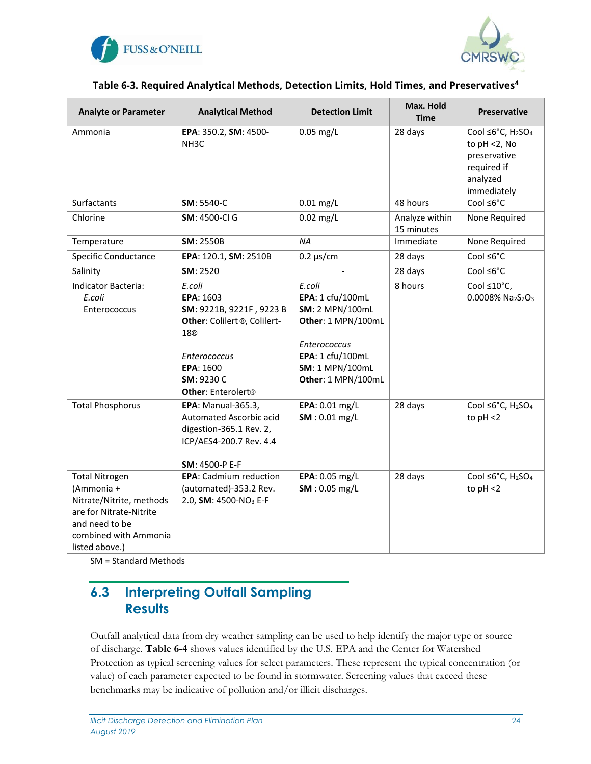**Table 6-3. Required Analytical Methods, Detection Limits, Hold Times, and Preservatives[4]**

| Analyte or Parameter | Analytical Method | Detection Limit | Max. Hold Time | Preservative |
|---|---|---|---|---|
| Ammonia | **EPA**: 350.2, **SM**: 4500-NH3C | 0.05 mg/L | 28 days | Cool ≤6°C, $H_2SO_4$ to pH <2, No preservative required if analyzed immediately |
| Surfactants | **SM**: 5540-C | 0.01 mg/L | 48 hours | Cool ≤6°C |
| Chlorine | **SM**: 4500-Cl G | 0.02 mg/L | Analyze within 15 minutes | None Required |
| Temperature | **SM**: 2550B | *NA* | Immediate | None Required |
| Specific Conductance | **EPA**: 120.1, **SM**: 2510B | 0.2 µs/cm | 28 days | Cool ≤6°C |
| Salinity | **SM**: 2520 | - | 28 days | Cool ≤6°C |
| Indicator Bacteria: *E.coli* Enterococcus | *E.coli* **EPA**: 1603 **SM**: 9221B, 9221F, 9223 B **Other**: Colilert®, Colilert-18® *Enterococcus* **EPA**: 1600 **SM**: 9230 C **Other**: Enterolert® | *E.coli* **EPA**: 1 cfu/100mL **SM**: 2 MPN/100mL **Other**: 1 MPN/100mL *Enterococcus* **EPA**: 1 cfu/100mL **SM**: 1 MPN/100mL **Other**: 1 MPN/100mL | 8 hours | Cool ≤10°C, 0.0008% $Na_2S_2O_3$ |
| Total Phosphorus | **EPA**: Manual-365.3, Automated Ascorbic acid digestion-365.1 Rev. 2, ICP/AES4-200.7 Rev. 4.4 **SM**: 4500-P E-F | **EPA**: 0.01 mg/L **SM** : 0.01 mg/L | 28 days | Cool ≤6°C, $H_2SO_4$ to pH <2 |
| Total Nitrogen (Ammonia + Nitrate/Nitrite, methods are for Nitrate-Nitrite and need to be combined with Ammonia listed above.) | **EPA**: Cadmium reduction (automated)-353.2 Rev. 2.0, **SM**: 4500-$NO_3$ E-F | **EPA**: 0.05 mg/L **SM** : 0.05 mg/L | 28 days | Cool ≤6°C, $H_2SO_4$ to pH <2 |

SM = Standard Methods

## 6.3 Interpreting Outfall Sampling Results

Outfall analytical data from dry weather sampling can be used to help identify the major type or source of discharge. **Table 6-4** shows values identified by the U.S. EPA and the Center for Watershed Protection as typical screening values for select parameters. These represent the typical concentration (or value) of each parameter expected to be found in stormwater. Screening values that exceed these benchmarks may be indicative of pollution and/or illicit discharges.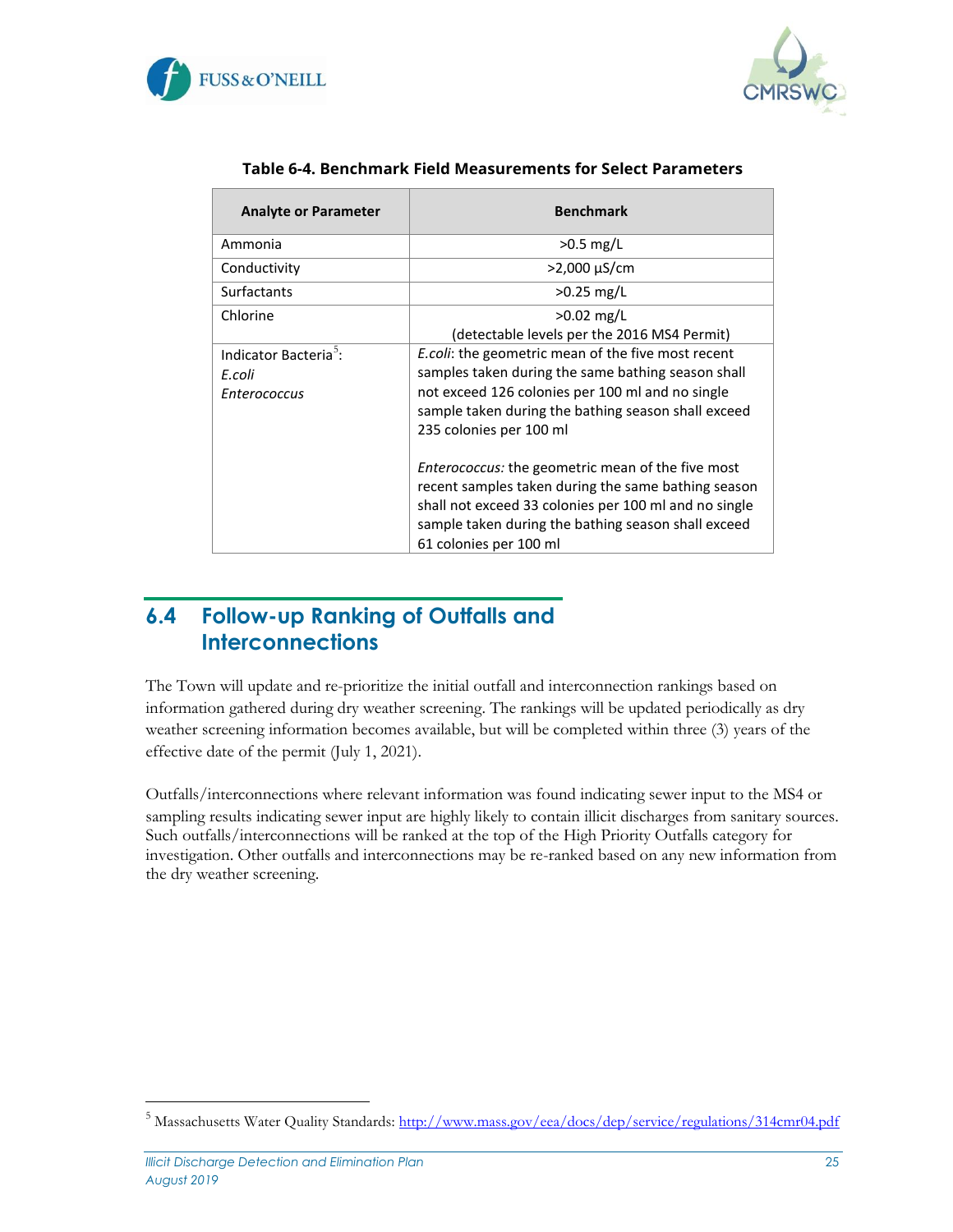**Table 6-4. Benchmark Field Measurements for Select Parameters**

| Analyte or Parameter | Benchmark |
|---|---|
| Ammonia | >0.5 mg/L |
| Conductivity | >2,000 µS/cm |
| Surfactants | >0.25 mg/L |
| Chlorine | >0.02 mg/L (detectable levels per the 2016 MS4 Permit) |
| Indicator Bacteria[5]: *E.coli* *Enterococcus* | *E.coli*: the geometric mean of the five most recent samples taken during the same bathing season shall not exceed 126 colonies per 100 ml and no single sample taken during the bathing season shall exceed 235 colonies per 100 ml<br><br>*Enterococcus:* the geometric mean of the five most recent samples taken during the same bathing season shall not exceed 33 colonies per 100 ml and no single sample taken during the bathing season shall exceed 61 colonies per 100 ml |

## 6.4 Follow-up Ranking of Outfalls and Interconnections

The Town will update and re-prioritize the initial outfall and interconnection rankings based on information gathered during dry weather screening. The rankings will be updated periodically as dry weather screening information becomes available, but will be completed within three (3) years of the effective date of the permit (July 1, 2021).

Outfalls/interconnections where relevant information was found indicating sewer input to the MS4 or sampling results indicating sewer input are highly likely to contain illicit discharges from sanitary sources. Such outfalls/interconnections will be ranked at the top of the High Priority Outfalls category for investigation. Other outfalls and interconnections may be re-ranked based on any new information from the dry weather screening.

[5] Massachusetts Water Quality Standards: http://www.mass.gov/eea/docs/dep/service/regulations/314cmr04.pdf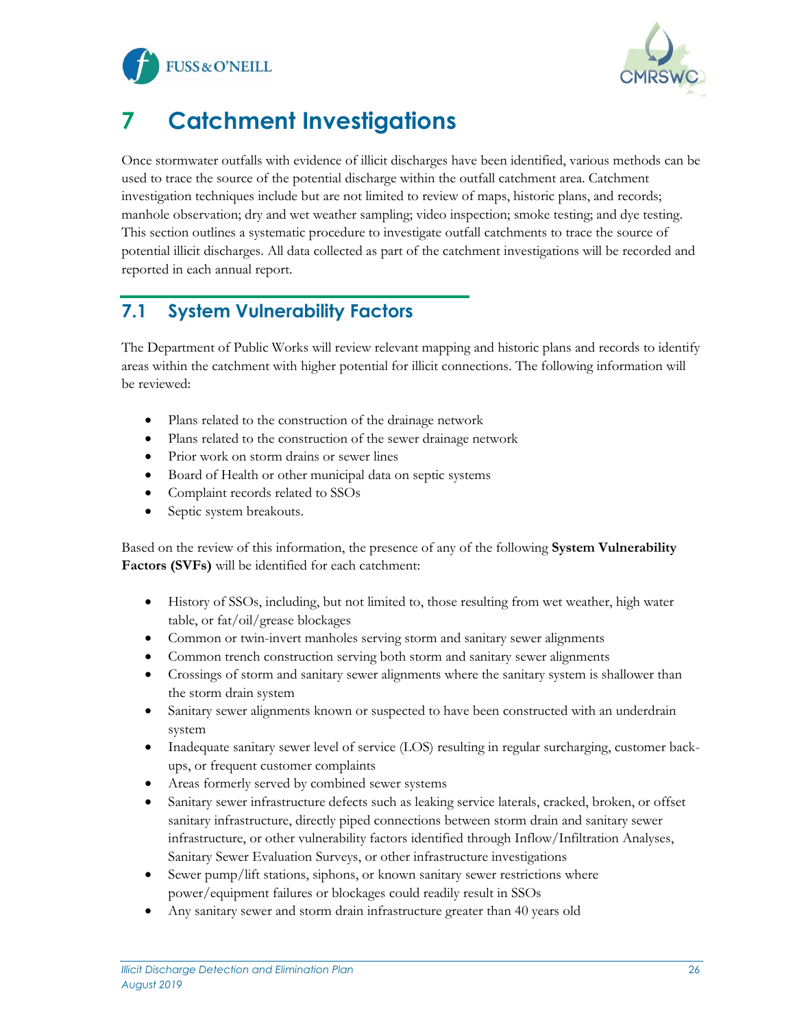# 7 Catchment Investigations

Once stormwater outfalls with evidence of illicit discharges have been identified, various methods can be used to trace the source of the potential discharge within the outfall catchment area. Catchment investigation techniques include but are not limited to review of maps, historic plans, and records; manhole observation; dry and wet weather sampling; video inspection; smoke testing; and dye testing. This section outlines a systematic procedure to investigate outfall catchments to trace the source of potential illicit discharges. All data collected as part of the catchment investigations will be recorded and reported in each annual report.

## 7.1 System Vulnerability Factors

The Department of Public Works will review relevant mapping and historic plans and records to identify areas within the catchment with higher potential for illicit connections. The following information will be reviewed:

- Plans related to the construction of the drainage network
- Plans related to the construction of the sewer drainage network
- Prior work on storm drains or sewer lines
- Board of Health or other municipal data on septic systems
- Complaint records related to SSOs
- Septic system breakouts.

Based on the review of this information, the presence of any of the following **System Vulnerability Factors (SVFs)** will be identified for each catchment:

- History of SSOs, including, but not limited to, those resulting from wet weather, high water table, or fat/oil/grease blockages
- Common or twin-invert manholes serving storm and sanitary sewer alignments
- Common trench construction serving both storm and sanitary sewer alignments
- Crossings of storm and sanitary sewer alignments where the sanitary system is shallower than the storm drain system
- Sanitary sewer alignments known or suspected to have been constructed with an underdrain system
- Inadequate sanitary sewer level of service (LOS) resulting in regular surcharging, customer back-ups, or frequent customer complaints
- Areas formerly served by combined sewer systems
- Sanitary sewer infrastructure defects such as leaking service laterals, cracked, broken, or offset sanitary infrastructure, directly piped connections between storm drain and sanitary sewer infrastructure, or other vulnerability factors identified through Inflow/Infiltration Analyses, Sanitary Sewer Evaluation Surveys, or other infrastructure investigations
- Sewer pump/lift stations, siphons, or known sanitary sewer restrictions where power/equipment failures or blockages could readily result in SSOs
- Any sanitary sewer and storm drain infrastructure greater than 40 years old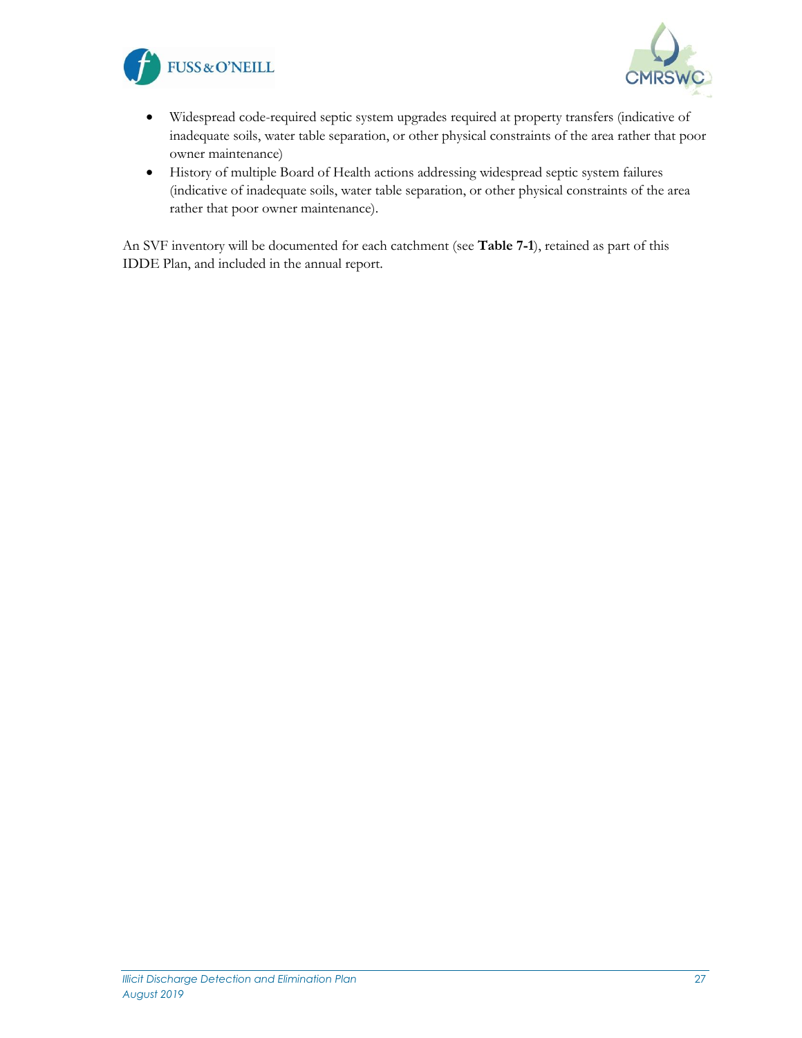- Widespread code-required septic system upgrades required at property transfers (indicative of inadequate soils, water table separation, or other physical constraints of the area rather that poor owner maintenance)
- History of multiple Board of Health actions addressing widespread septic system failures (indicative of inadequate soils, water table separation, or other physical constraints of the area rather that poor owner maintenance).

An SVF inventory will be documented for each catchment (see **Table 7-1**), retained as part of this IDDE Plan, and included in the annual report.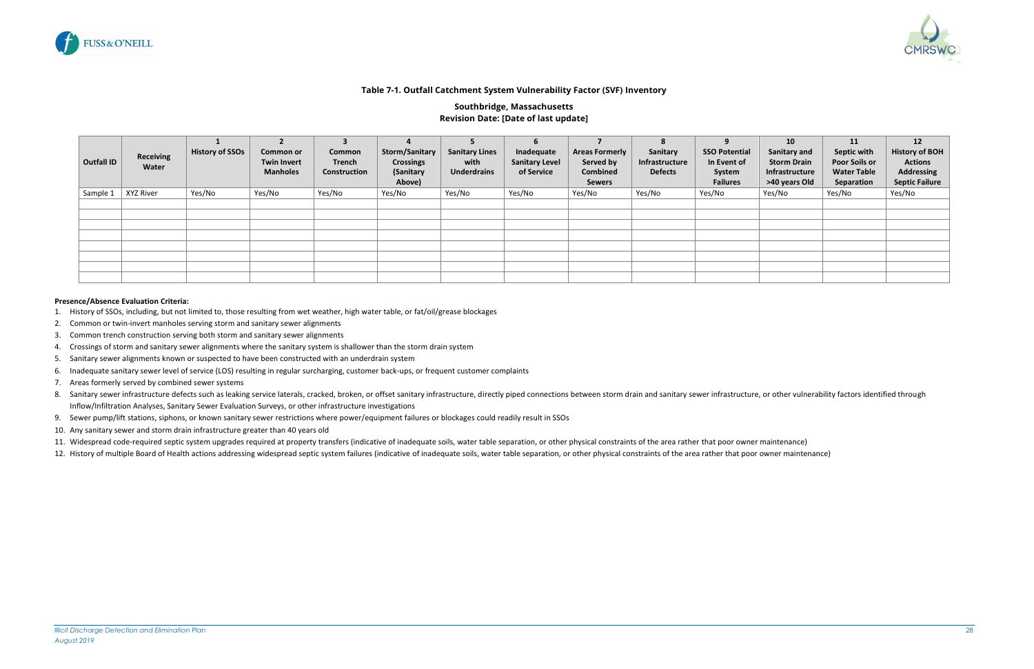**Table 7-1. Outfall Catchment System Vulnerability Factor (SVF) Inventory**

**Southbridge, Massachusetts**
**Revision Date: [Date of last update]**

| Outfall ID | Receiving Water | 1 History of SSOs | 2 Common or Twin Invert Manholes | 3 Common Trench Construction | 4 Storm/Sanitary Crossings (Sanitary Above) | 5 Sanitary Lines with Underdrains | 6 Inadequate Sanitary Level of Service | 7 Areas Formerly Served by Combined Sewers | 8 Sanitary Infrastructure Defects | 9 SSO Potential In Event of System Failures | 10 Sanitary and Storm Drain Infrastructure >40 years Old | 11 Septic with Poor Soils or Water Table Separation | 12 History of BOH Actions Addressing Septic Failure |
|---|---|---|---|---|---|---|---|---|---|---|---|---|---|
| Sample 1 | XYZ River | Yes/No | Yes/No | Yes/No | Yes/No | Yes/No | Yes/No | Yes/No | Yes/No | Yes/No | Yes/No | Yes/No | Yes/No |
| | | | | | | | | | | | | | |
| | | | | | | | | | | | | | |
| | | | | | | | | | | | | | |
| | | | | | | | | | | | | | |
| | | | | | | | | | | | | | |
| | | | | | | | | | | | | | |
| | | | | | | | | | | | | | |
| | | | | | | | | | | | | | |

**Presence/Absence Evaluation Criteria:**

1. History of SSOs, including, but not limited to, those resulting from wet weather, high water table, or fat/oil/grease blockages
2. Common or twin-invert manholes serving storm and sanitary sewer alignments
3. Common trench construction serving both storm and sanitary sewer alignments
4. Crossings of storm and sanitary sewer alignments where the sanitary system is shallower than the storm drain system
5. Sanitary sewer alignments known or suspected to have been constructed with an underdrain system
6. Inadequate sanitary sewer level of service (LOS) resulting in regular surcharging, customer back-ups, or frequent customer complaints
7. Areas formerly served by combined sewer systems
8. Sanitary sewer infrastructure defects such as leaking service laterals, cracked, broken, or offset sanitary infrastructure, directly piped connections between storm drain and sanitary sewer infrastructure, or other vulnerability factors identified through Inflow/Infiltration Analyses, Sanitary Sewer Evaluation Surveys, or other infrastructure investigations
9. Sewer pump/lift stations, siphons, or known sanitary sewer restrictions where power/equipment failures or blockages could readily result in SSOs
10. Any sanitary sewer and storm drain infrastructure greater than 40 years old
11. Widespread code-required septic system upgrades required at property transfers (indicative of inadequate soils, water table separation, or other physical constraints of the area rather that poor owner maintenance)
12. History of multiple Board of Health actions addressing widespread septic system failures (indicative of inadequate soils, water table separation, or other physical constraints of the area rather that poor owner maintenance)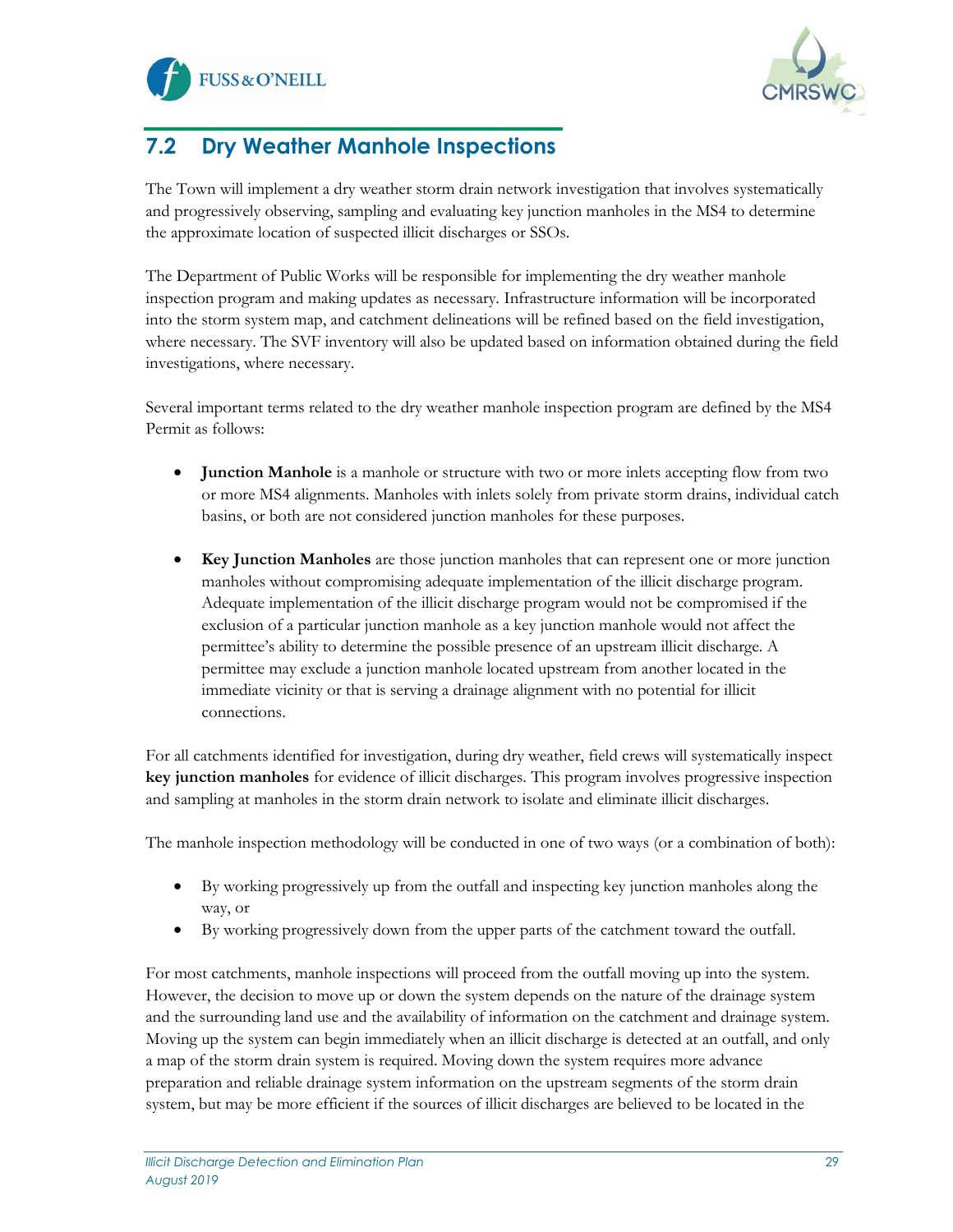## 7.2 Dry Weather Manhole Inspections

The Town will implement a dry weather storm drain network investigation that involves systematically and progressively observing, sampling and evaluating key junction manholes in the MS4 to determine the approximate location of suspected illicit discharges or SSOs.

The Department of Public Works will be responsible for implementing the dry weather manhole inspection program and making updates as necessary. Infrastructure information will be incorporated into the storm system map, and catchment delineations will be refined based on the field investigation, where necessary. The SVF inventory will also be updated based on information obtained during the field investigations, where necessary.

Several important terms related to the dry weather manhole inspection program are defined by the MS4 Permit as follows:

- **Junction Manhole** is a manhole or structure with two or more inlets accepting flow from two or more MS4 alignments. Manholes with inlets solely from private storm drains, individual catch basins, or both are not considered junction manholes for these purposes.
- **Key Junction Manholes** are those junction manholes that can represent one or more junction manholes without compromising adequate implementation of the illicit discharge program. Adequate implementation of the illicit discharge program would not be compromised if the exclusion of a particular junction manhole as a key junction manhole would not affect the permittee's ability to determine the possible presence of an upstream illicit discharge. A permittee may exclude a junction manhole located upstream from another located in the immediate vicinity or that is serving a drainage alignment with no potential for illicit connections.

For all catchments identified for investigation, during dry weather, field crews will systematically inspect **key junction manholes** for evidence of illicit discharges. This program involves progressive inspection and sampling at manholes in the storm drain network to isolate and eliminate illicit discharges.

The manhole inspection methodology will be conducted in one of two ways (or a combination of both):

- By working progressively up from the outfall and inspecting key junction manholes along the way, or
- By working progressively down from the upper parts of the catchment toward the outfall.

For most catchments, manhole inspections will proceed from the outfall moving up into the system. However, the decision to move up or down the system depends on the nature of the drainage system and the surrounding land use and the availability of information on the catchment and drainage system. Moving up the system can begin immediately when an illicit discharge is detected at an outfall, and only a map of the storm drain system is required. Moving down the system requires more advance preparation and reliable drainage system information on the upstream segments of the storm drain system, but may be more efficient if the sources of illicit discharges are believed to be located in the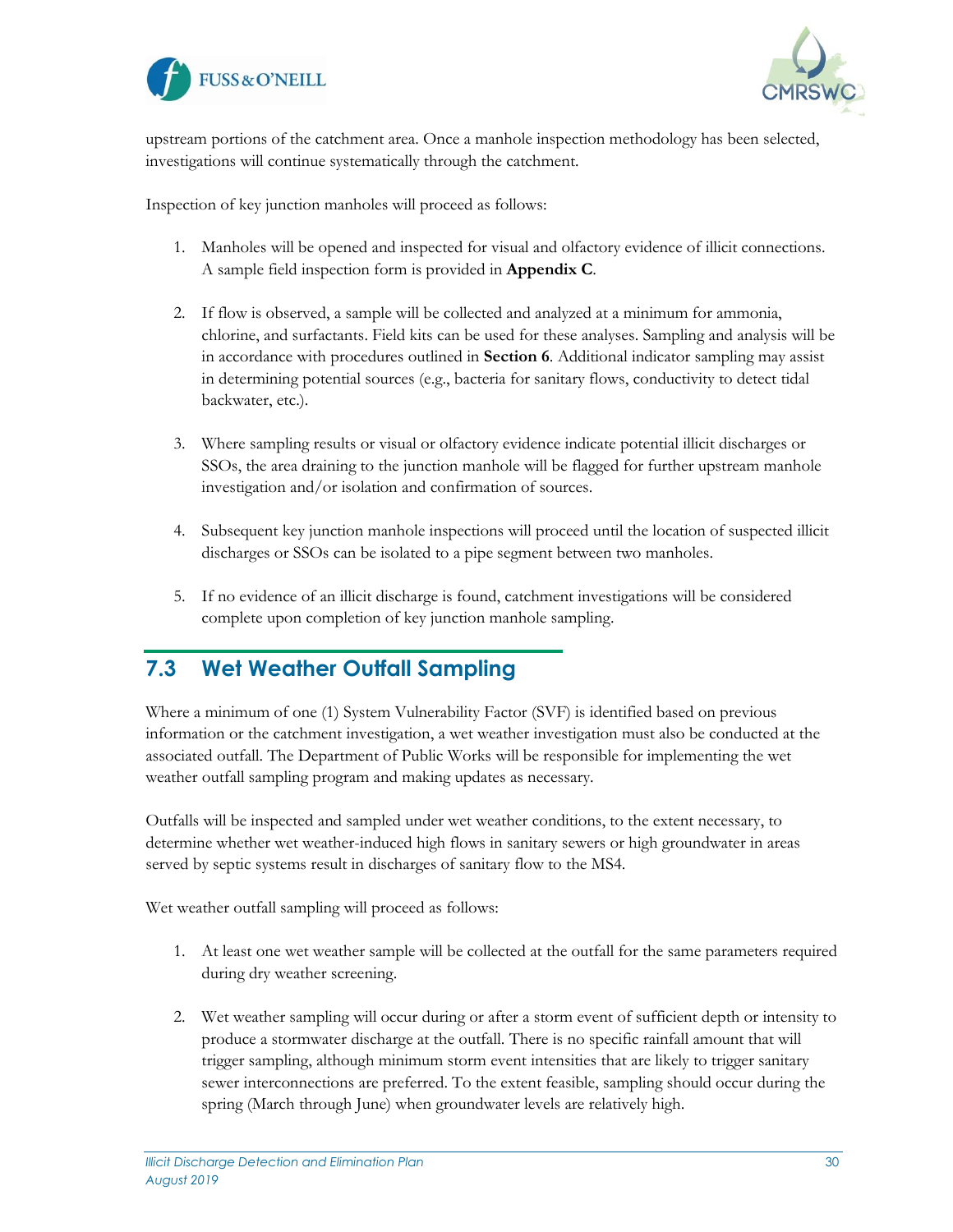upstream portions of the catchment area. Once a manhole inspection methodology has been selected, investigations will continue systematically through the catchment.

Inspection of key junction manholes will proceed as follows:

1. Manholes will be opened and inspected for visual and olfactory evidence of illicit connections. A sample field inspection form is provided in **Appendix C**.

2. If flow is observed, a sample will be collected and analyzed at a minimum for ammonia, chlorine, and surfactants. Field kits can be used for these analyses. Sampling and analysis will be in accordance with procedures outlined in **Section 6**. Additional indicator sampling may assist in determining potential sources (e.g., bacteria for sanitary flows, conductivity to detect tidal backwater, etc.).

3. Where sampling results or visual or olfactory evidence indicate potential illicit discharges or SSOs, the area draining to the junction manhole will be flagged for further upstream manhole investigation and/or isolation and confirmation of sources.

4. Subsequent key junction manhole inspections will proceed until the location of suspected illicit discharges or SSOs can be isolated to a pipe segment between two manholes.

5. If no evidence of an illicit discharge is found, catchment investigations will be considered complete upon completion of key junction manhole sampling.

## 7.3 Wet Weather Outfall Sampling

Where a minimum of one (1) System Vulnerability Factor (SVF) is identified based on previous information or the catchment investigation, a wet weather investigation must also be conducted at the associated outfall. The Department of Public Works will be responsible for implementing the wet weather outfall sampling program and making updates as necessary.

Outfalls will be inspected and sampled under wet weather conditions, to the extent necessary, to determine whether wet weather-induced high flows in sanitary sewers or high groundwater in areas served by septic systems result in discharges of sanitary flow to the MS4.

Wet weather outfall sampling will proceed as follows:

1. At least one wet weather sample will be collected at the outfall for the same parameters required during dry weather screening.

2. Wet weather sampling will occur during or after a storm event of sufficient depth or intensity to produce a stormwater discharge at the outfall. There is no specific rainfall amount that will trigger sampling, although minimum storm event intensities that are likely to trigger sanitary sewer interconnections are preferred. To the extent feasible, sampling should occur during the spring (March through June) when groundwater levels are relatively high.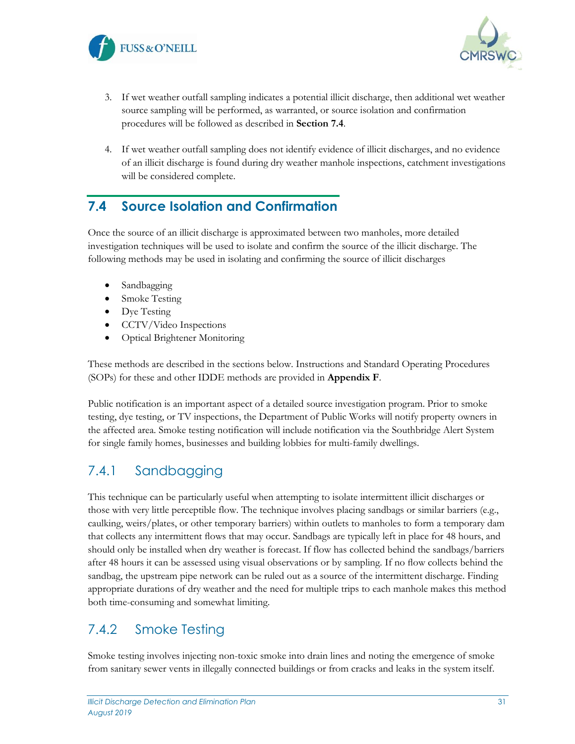3. If wet weather outfall sampling indicates a potential illicit discharge, then additional wet weather source sampling will be performed, as warranted, or source isolation and confirmation procedures will be followed as described in **Section 7.4**.

4. If wet weather outfall sampling does not identify evidence of illicit discharges, and no evidence of an illicit discharge is found during dry weather manhole inspections, catchment investigations will be considered complete.

## 7.4 Source Isolation and Confirmation

Once the source of an illicit discharge is approximated between two manholes, more detailed investigation techniques will be used to isolate and confirm the source of the illicit discharge. The following methods may be used in isolating and confirming the source of illicit discharges

- Sandbagging
- Smoke Testing
- Dye Testing
- CCTV/Video Inspections
- Optical Brightener Monitoring

These methods are described in the sections below. Instructions and Standard Operating Procedures (SOPs) for these and other IDDE methods are provided in **Appendix F**.

Public notification is an important aspect of a detailed source investigation program. Prior to smoke testing, dye testing, or TV inspections, the Department of Public Works will notify property owners in the affected area. Smoke testing notification will include notification via the Southbridge Alert System for single family homes, businesses and building lobbies for multi-family dwellings.

### 7.4.1 Sandbagging

This technique can be particularly useful when attempting to isolate intermittent illicit discharges or those with very little perceptible flow. The technique involves placing sandbags or similar barriers (e.g., caulking, weirs/plates, or other temporary barriers) within outlets to manholes to form a temporary dam that collects any intermittent flows that may occur. Sandbags are typically left in place for 48 hours, and should only be installed when dry weather is forecast. If flow has collected behind the sandbags/barriers after 48 hours it can be assessed using visual observations or by sampling. If no flow collects behind the sandbag, the upstream pipe network can be ruled out as a source of the intermittent discharge. Finding appropriate durations of dry weather and the need for multiple trips to each manhole makes this method both time-consuming and somewhat limiting.

### 7.4.2 Smoke Testing

Smoke testing involves injecting non-toxic smoke into drain lines and noting the emergence of smoke from sanitary sewer vents in illegally connected buildings or from cracks and leaks in the system itself.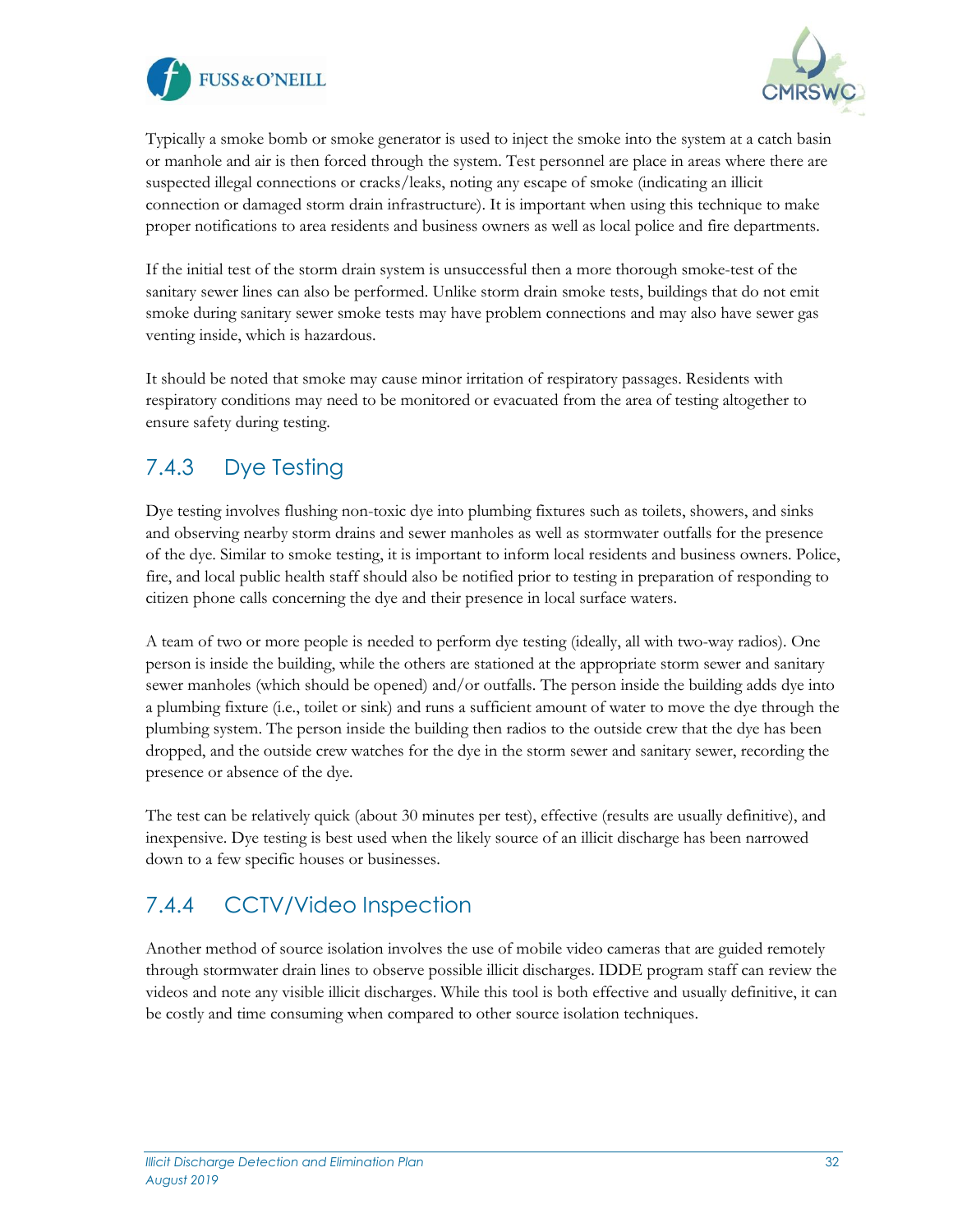Typically a smoke bomb or smoke generator is used to inject the smoke into the system at a catch basin or manhole and air is then forced through the system. Test personnel are place in areas where there are suspected illegal connections or cracks/leaks, noting any escape of smoke (indicating an illicit connection or damaged storm drain infrastructure). It is important when using this technique to make proper notifications to area residents and business owners as well as local police and fire departments.

If the initial test of the storm drain system is unsuccessful then a more thorough smoke-test of the sanitary sewer lines can also be performed. Unlike storm drain smoke tests, buildings that do not emit smoke during sanitary sewer smoke tests may have problem connections and may also have sewer gas venting inside, which is hazardous.

It should be noted that smoke may cause minor irritation of respiratory passages. Residents with respiratory conditions may need to be monitored or evacuated from the area of testing altogether to ensure safety during testing.

### 7.4.3 Dye Testing

Dye testing involves flushing non-toxic dye into plumbing fixtures such as toilets, showers, and sinks and observing nearby storm drains and sewer manholes as well as stormwater outfalls for the presence of the dye. Similar to smoke testing, it is important to inform local residents and business owners. Police, fire, and local public health staff should also be notified prior to testing in preparation of responding to citizen phone calls concerning the dye and their presence in local surface waters.

A team of two or more people is needed to perform dye testing (ideally, all with two-way radios). One person is inside the building, while the others are stationed at the appropriate storm sewer and sanitary sewer manholes (which should be opened) and/or outfalls. The person inside the building adds dye into a plumbing fixture (i.e., toilet or sink) and runs a sufficient amount of water to move the dye through the plumbing system. The person inside the building then radios to the outside crew that the dye has been dropped, and the outside crew watches for the dye in the storm sewer and sanitary sewer, recording the presence or absence of the dye.

The test can be relatively quick (about 30 minutes per test), effective (results are usually definitive), and inexpensive. Dye testing is best used when the likely source of an illicit discharge has been narrowed down to a few specific houses or businesses.

### 7.4.4 CCTV/Video Inspection

Another method of source isolation involves the use of mobile video cameras that are guided remotely through stormwater drain lines to observe possible illicit discharges. IDDE program staff can review the videos and note any visible illicit discharges. While this tool is both effective and usually definitive, it can be costly and time consuming when compared to other source isolation techniques.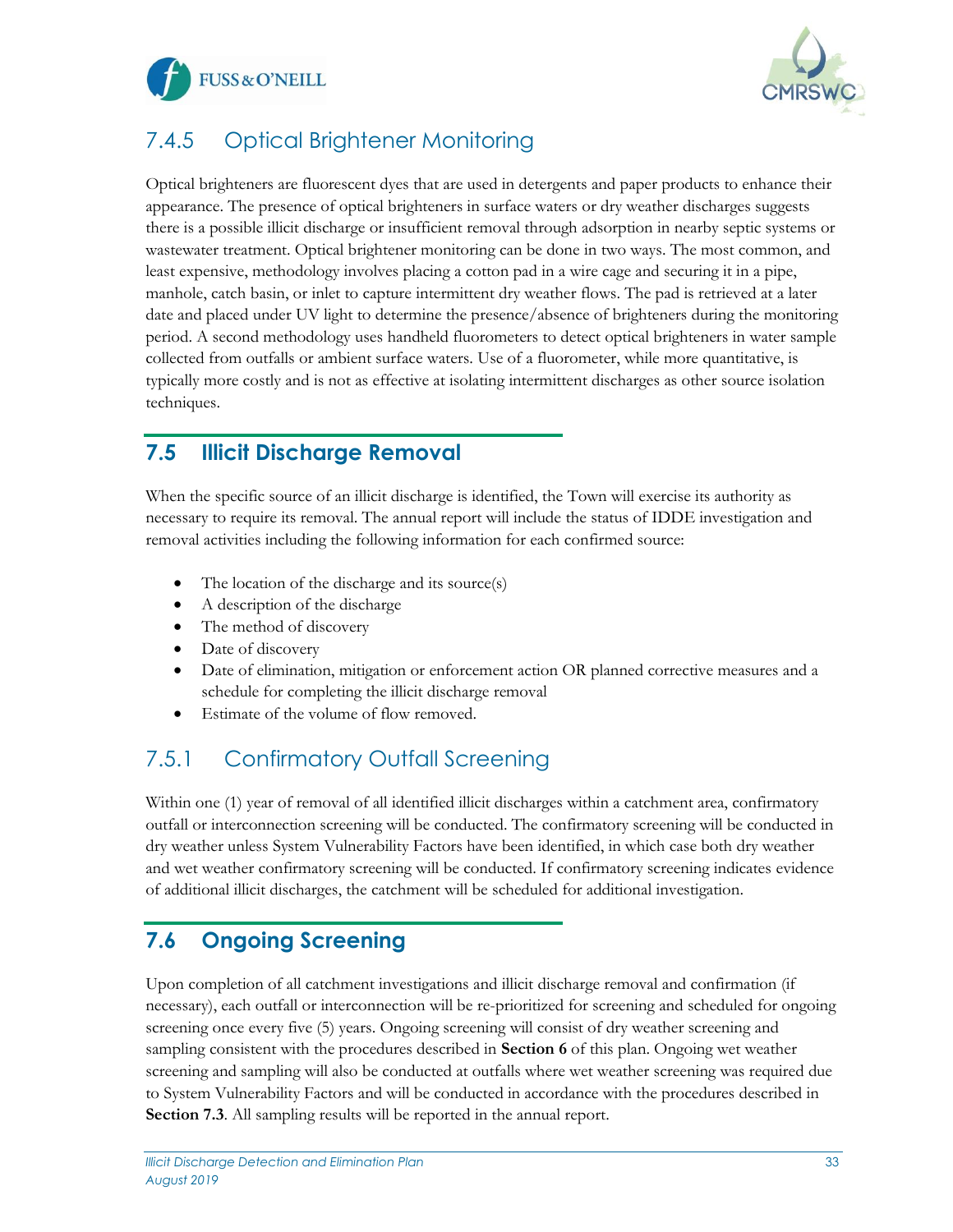### 7.4.5 Optical Brightener Monitoring

Optical brighteners are fluorescent dyes that are used in detergents and paper products to enhance their appearance. The presence of optical brighteners in surface waters or dry weather discharges suggests there is a possible illicit discharge or insufficient removal through adsorption in nearby septic systems or wastewater treatment. Optical brightener monitoring can be done in two ways. The most common, and least expensive, methodology involves placing a cotton pad in a wire cage and securing it in a pipe, manhole, catch basin, or inlet to capture intermittent dry weather flows. The pad is retrieved at a later date and placed under UV light to determine the presence/absence of brighteners during the monitoring period. A second methodology uses handheld fluorometers to detect optical brighteners in water sample collected from outfalls or ambient surface waters. Use of a fluorometer, while more quantitative, is typically more costly and is not as effective at isolating intermittent discharges as other source isolation techniques.

## 7.5 Illicit Discharge Removal

When the specific source of an illicit discharge is identified, the Town will exercise its authority as necessary to require its removal. The annual report will include the status of IDDE investigation and removal activities including the following information for each confirmed source:

- The location of the discharge and its source(s)
- A description of the discharge
- The method of discovery
- Date of discovery
- Date of elimination, mitigation or enforcement action OR planned corrective measures and a schedule for completing the illicit discharge removal
- Estimate of the volume of flow removed.

### 7.5.1 Confirmatory Outfall Screening

Within one (1) year of removal of all identified illicit discharges within a catchment area, confirmatory outfall or interconnection screening will be conducted. The confirmatory screening will be conducted in dry weather unless System Vulnerability Factors have been identified, in which case both dry weather and wet weather confirmatory screening will be conducted. If confirmatory screening indicates evidence of additional illicit discharges, the catchment will be scheduled for additional investigation.

## 7.6 Ongoing Screening

Upon completion of all catchment investigations and illicit discharge removal and confirmation (if necessary), each outfall or interconnection will be re-prioritized for screening and scheduled for ongoing screening once every five (5) years. Ongoing screening will consist of dry weather screening and sampling consistent with the procedures described in **Section 6** of this plan. Ongoing wet weather screening and sampling will also be conducted at outfalls where wet weather screening was required due to System Vulnerability Factors and will be conducted in accordance with the procedures described in **Section 7.3**. All sampling results will be reported in the annual report.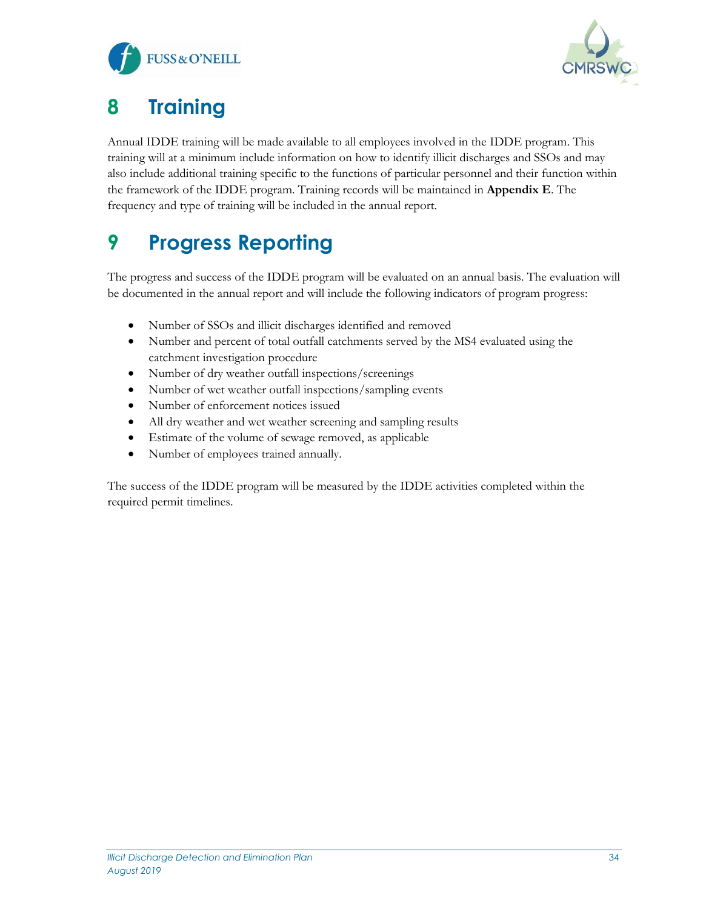# 8 Training

Annual IDDE training will be made available to all employees involved in the IDDE program. This training will at a minimum include information on how to identify illicit discharges and SSOs and may also include additional training specific to the functions of particular personnel and their function within the framework of the IDDE program. Training records will be maintained in **Appendix E**. The frequency and type of training will be included in the annual report.

# 9 Progress Reporting

The progress and success of the IDDE program will be evaluated on an annual basis. The evaluation will be documented in the annual report and will include the following indicators of program progress:

- Number of SSOs and illicit discharges identified and removed
- Number and percent of total outfall catchments served by the MS4 evaluated using the catchment investigation procedure
- Number of dry weather outfall inspections/screenings
- Number of wet weather outfall inspections/sampling events
- Number of enforcement notices issued
- All dry weather and wet weather screening and sampling results
- Estimate of the volume of sewage removed, as applicable
- Number of employees trained annually.

The success of the IDDE program will be measured by the IDDE activities completed within the required permit timelines.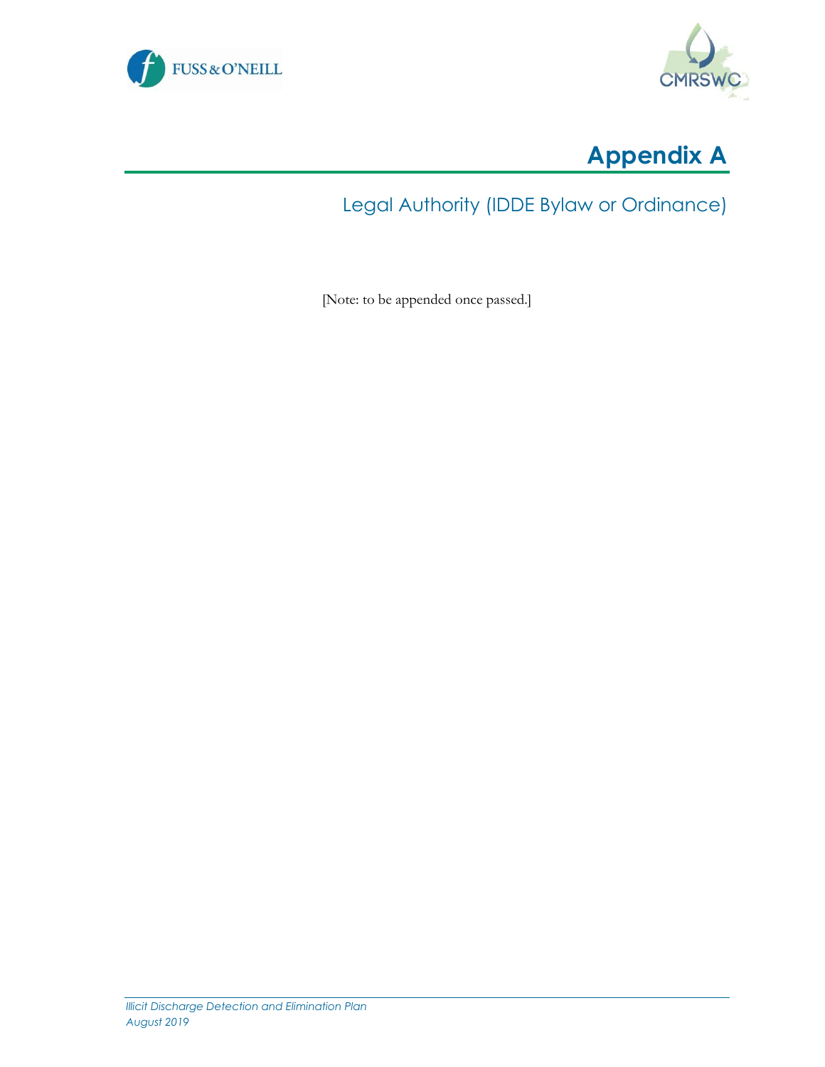# Appendix A

## Legal Authority (IDDE Bylaw or Ordinance)

[Note: to be appended once passed.]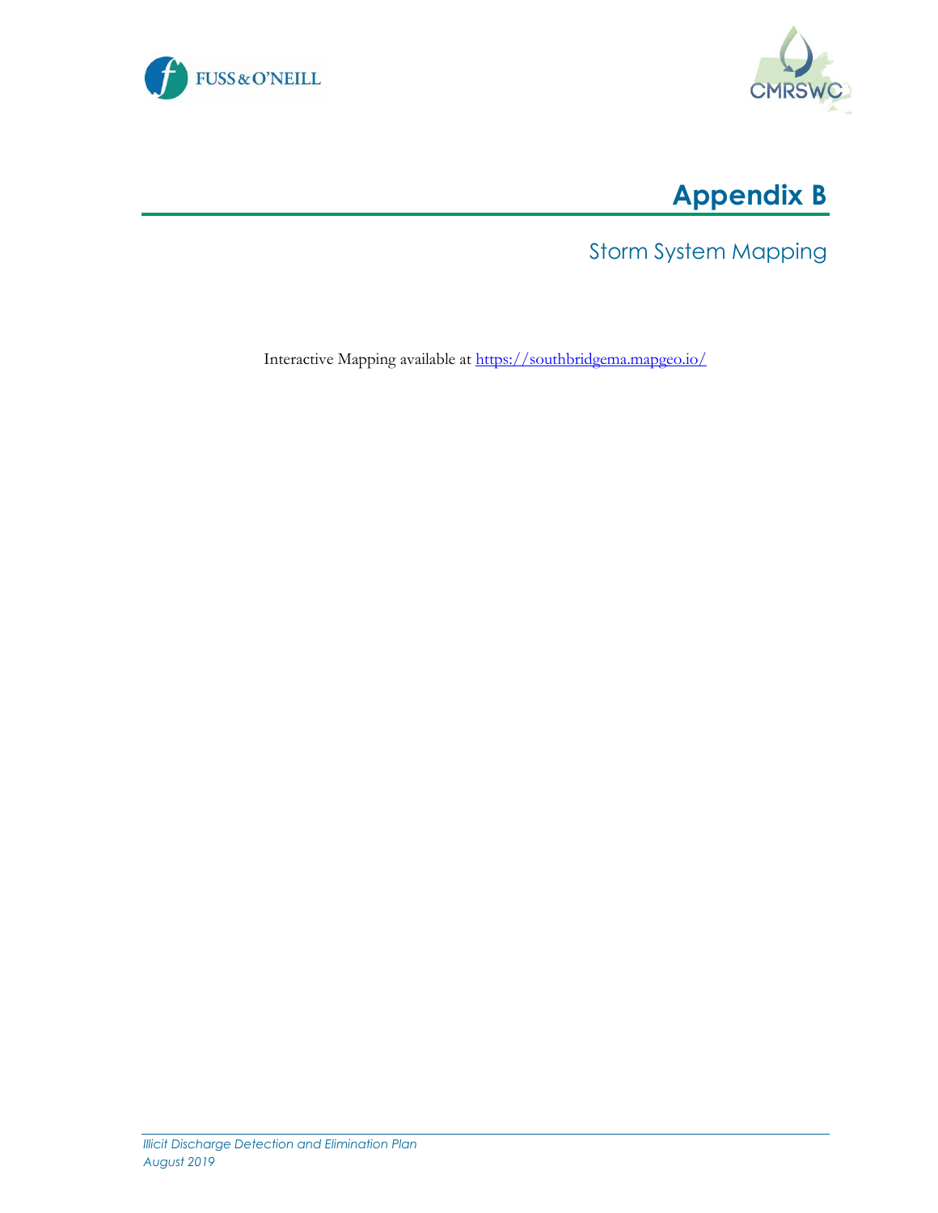# Appendix B

## Storm System Mapping

Interactive Mapping available at [https://southbridgema.mapgeo.io/](https://southbridgema.mapgeo.io/)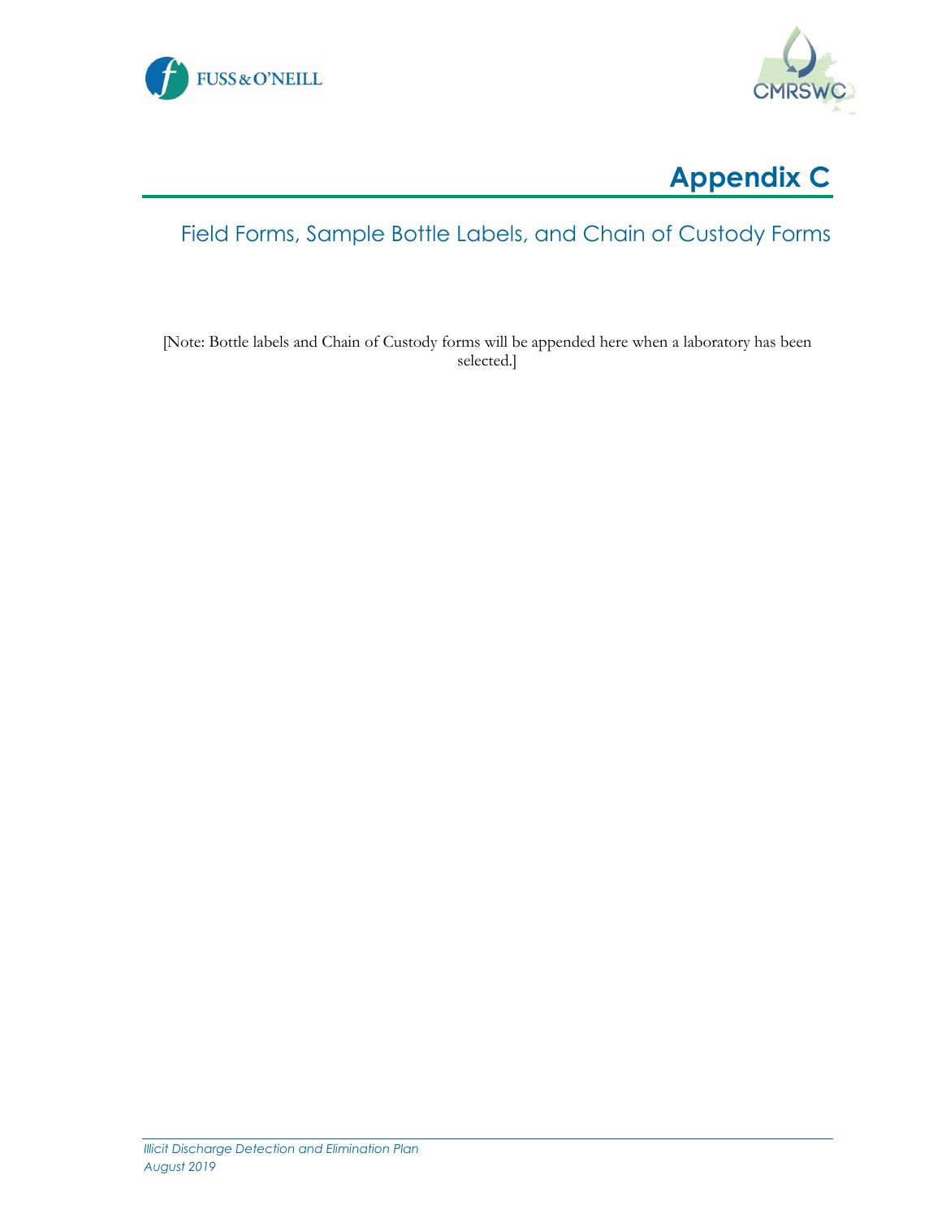# Appendix C

## Field Forms, Sample Bottle Labels, and Chain of Custody Forms

[Note: Bottle labels and Chain of Custody forms will be appended here when a laboratory has been selected.]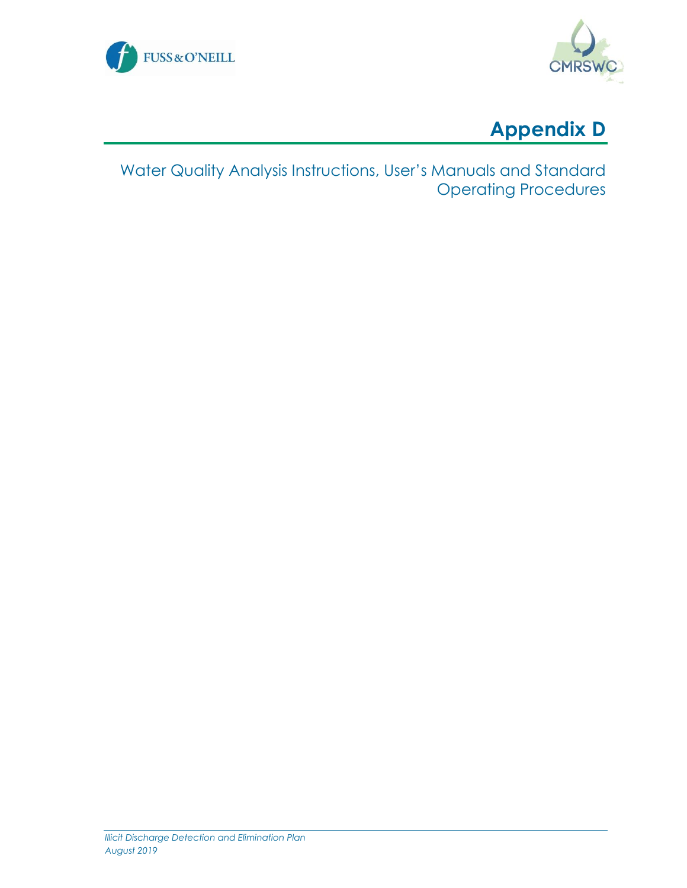# Appendix D

Water Quality Analysis Instructions, User's Manuals and Standard Operating Procedures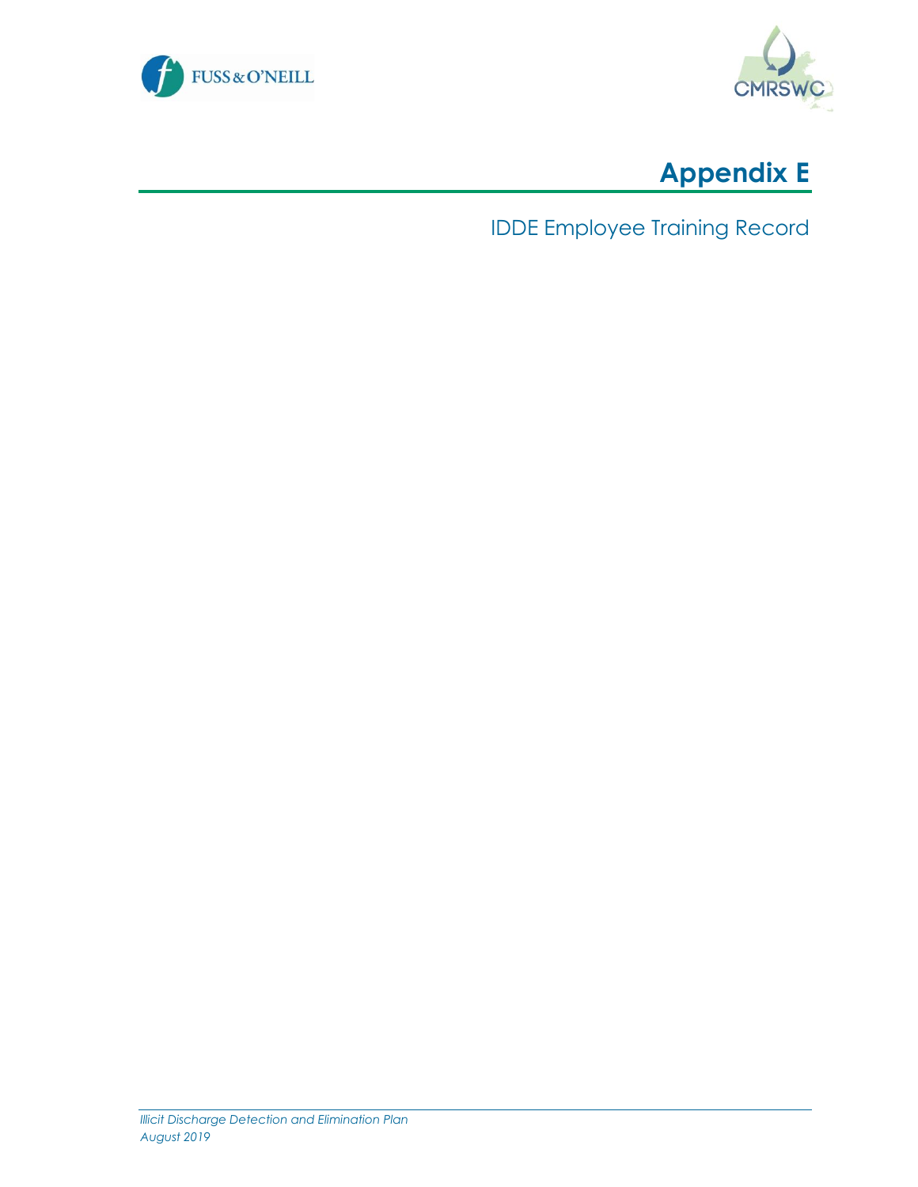# Appendix E

IDDE Employee Training Record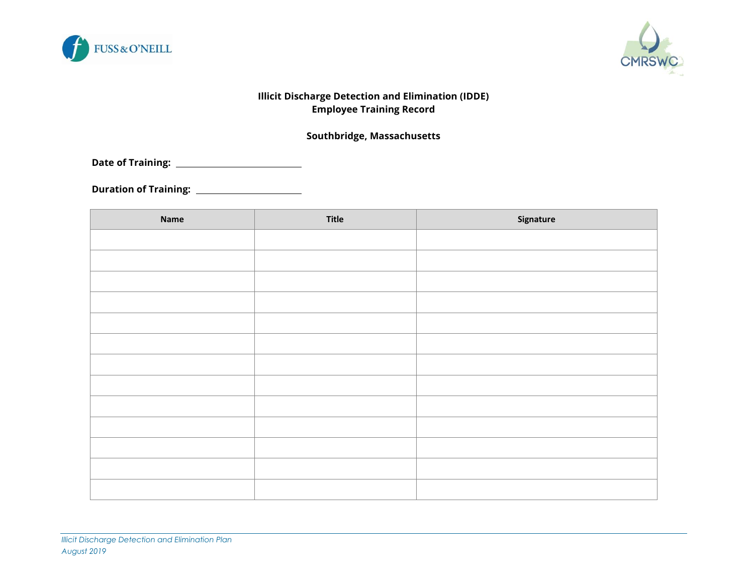**Illicit Discharge Detection and Elimination (IDDE)**
**Employee Training Record**

**Southbridge, Massachusetts**

**Date of Training:** \_\_\_\_\_\_\_\_\_\_\_\_\_\_\_\_\_\_\_\_\_\_\_\_\_\_

**Duration of Training:** \_\_\_\_\_\_\_\_\_\_\_\_\_\_\_\_\_\_\_\_\_\_

| Name | Title | Signature |
|---|---|---|
| | | |
| | | |
| | | |
| | | |
| | | |
| | | |
| | | |
| | | |
| | | |
| | | |
| | | |
| | | |
| | | |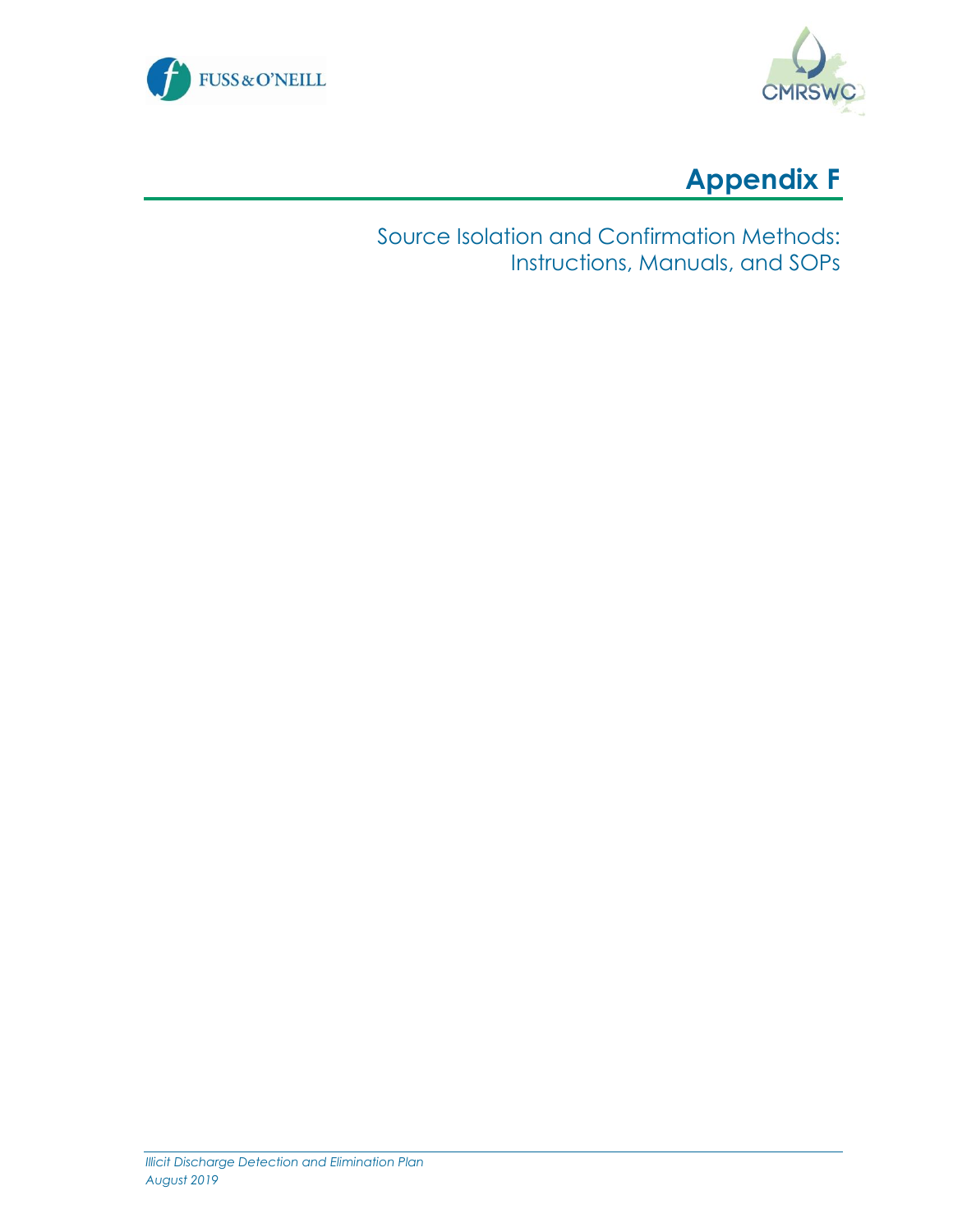# Appendix F

Source Isolation and Confirmation Methods: Instructions, Manuals, and SOPs